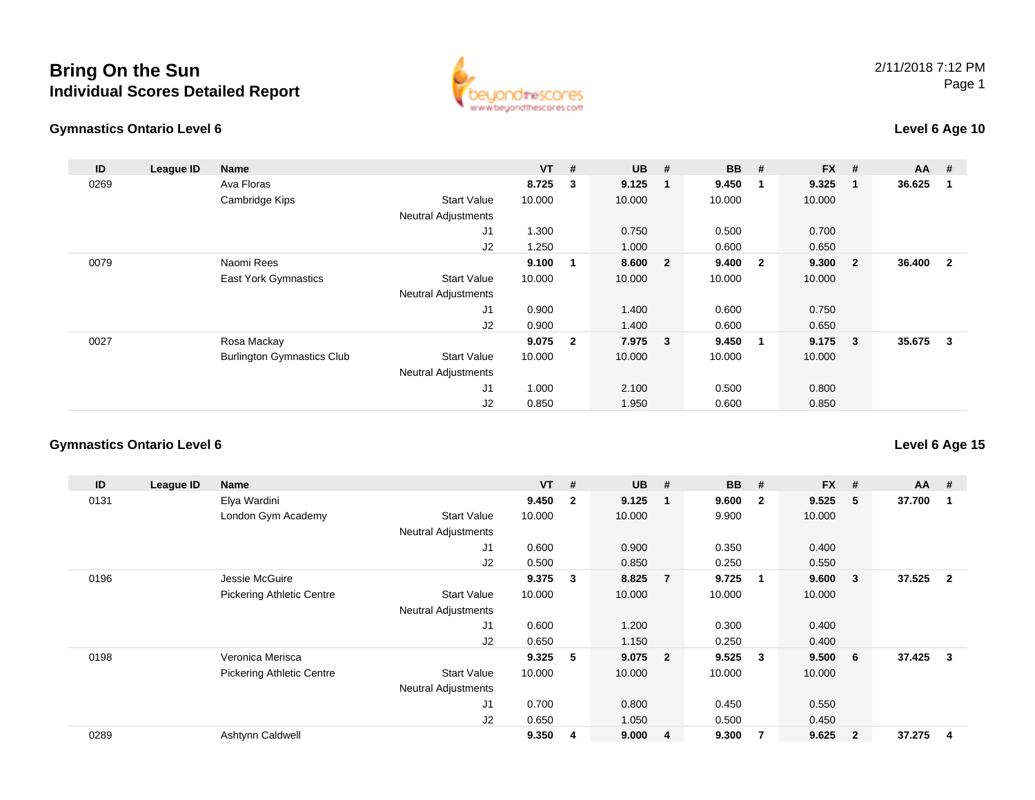# Bring On the Sun
## Individual Scores Detailed Report

2/11/2018 7:12 PM

### Gymnastics Ontario Level 6

**Level 6 Age 10**

| ID | League ID | Name | | VT | # | UB | # | BB | # | FX | # | AA | # |
|---|---|---|---|---|---|---|---|---|---|---|---|---|---|
| 0269 | | Ava Floras | | **8.725** | **3** | **9.125** | **1** | **9.450** | **1** | **9.325** | **1** | **36.625** | **1** |
| | | Cambridge Kips | Start Value | 10.000 | | 10.000 | | 10.000 | | 10.000 | | | |
| | | | Neutral Adjustments | | | | | | | | | | |
| | | | J1 | 1.300 | | 0.750 | | 0.500 | | 0.700 | | | |
| | | | J2 | 1.250 | | 1.000 | | 0.600 | | 0.650 | | | |
| 0079 | | Naomi Rees | | **9.100** | **1** | **8.600** | **2** | **9.400** | **2** | **9.300** | **2** | **36.400** | **2** |
| | | East York Gymnastics | Start Value | 10.000 | | 10.000 | | 10.000 | | 10.000 | | | |
| | | | Neutral Adjustments | | | | | | | | | | |
| | | | J1 | 0.900 | | 1.400 | | 0.600 | | 0.750 | | | |
| | | | J2 | 0.900 | | 1.400 | | 0.600 | | 0.650 | | | |
| 0027 | | Rosa Mackay | | **9.075** | **2** | **7.975** | **3** | **9.450** | **1** | **9.175** | **3** | **35.675** | **3** |
| | | Burlington Gymnastics Club | Start Value | 10.000 | | 10.000 | | 10.000 | | 10.000 | | | |
| | | | Neutral Adjustments | | | | | | | | | | |
| | | | J1 | 1.000 | | 2.100 | | 0.500 | | 0.800 | | | |
| | | | J2 | 0.850 | | 1.950 | | 0.600 | | 0.850 | | | |

### Gymnastics Ontario Level 6

**Level 6 Age 15**

| ID | League ID | Name | | VT | # | UB | # | BB | # | FX | # | AA | # |
|---|---|---|---|---|---|---|---|---|---|---|---|---|---|
| 0131 | | Elya Wardini | | **9.450** | **2** | **9.125** | **1** | **9.600** | **2** | **9.525** | **5** | **37.700** | **1** |
| | | London Gym Academy | Start Value | 10.000 | | 10.000 | | 9.900 | | 10.000 | | | |
| | | | Neutral Adjustments | | | | | | | | | | |
| | | | J1 | 0.600 | | 0.900 | | 0.350 | | 0.400 | | | |
| | | | J2 | 0.500 | | 0.850 | | 0.250 | | 0.550 | | | |
| 0196 | | Jessie McGuire | | **9.375** | **3** | **8.825** | **7** | **9.725** | **1** | **9.600** | **3** | **37.525** | **2** |
| | | Pickering Athletic Centre | Start Value | 10.000 | | 10.000 | | 10.000 | | 10.000 | | | |
| | | | Neutral Adjustments | | | | | | | | | | |
| | | | J1 | 0.600 | | 1.200 | | 0.300 | | 0.400 | | | |
| | | | J2 | 0.650 | | 1.150 | | 0.250 | | 0.400 | | | |
| 0198 | | Veronica Merisca | | **9.325** | **5** | **9.075** | **2** | **9.525** | **3** | **9.500** | **6** | **37.425** | **3** |
| | | Pickering Athletic Centre | Start Value | 10.000 | | 10.000 | | 10.000 | | 10.000 | | | |
| | | | Neutral Adjustments | | | | | | | | | | |
| | | | J1 | 0.700 | | 0.800 | | 0.450 | | 0.550 | | | |
| | | | J2 | 0.650 | | 1.050 | | 0.500 | | 0.450 | | | |
| 0289 | | Ashtynn Caldwell | | **9.350** | **4** | **9.000** | **4** | **9.300** | **7** | **9.625** | **2** | **37.275** | **4** |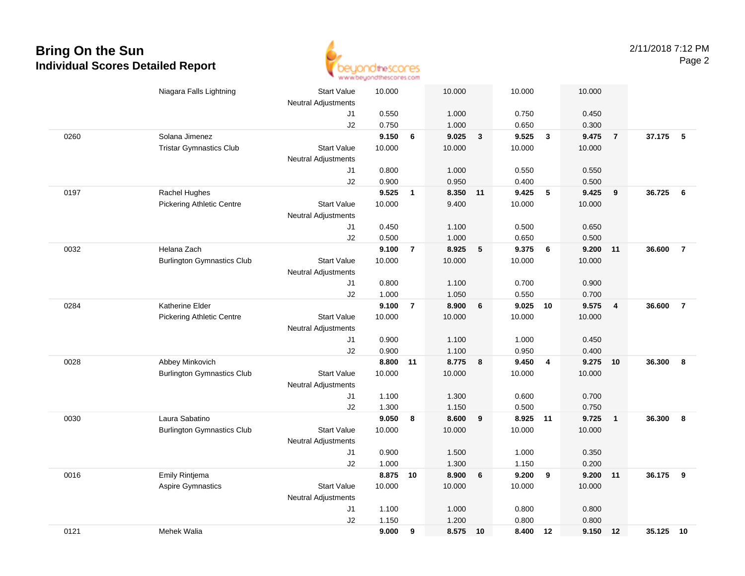# Bring On the Sun
## Individual Scores Detailed Report

2/11/2018 7:12 PM

| # | Name / Club | | Vault | | Bars | | Beam | | Floor | | AA | |
|---|---|---|---|---|---|---|---|---|---|---|---|---|
| | Niagara Falls Lightning | Start Value | 10.000 | | 10.000 | | 10.000 | | 10.000 | | | |
| | | Neutral Adjustments | | | | | | | | | | |
| | | J1 | 0.550 | | 1.000 | | 0.750 | | 0.450 | | | |
| | | J2 | 0.750 | | 1.000 | | 0.650 | | 0.300 | | | |
| 0260 | Solana Jimenez | | **9.150** | **6** | **9.025** | **3** | **9.525** | **3** | **9.475** | **7** | **37.175** | **5** |
| | Tristar Gymnastics Club | Start Value | 10.000 | | 10.000 | | 10.000 | | 10.000 | | | |
| | | Neutral Adjustments | | | | | | | | | | |
| | | J1 | 0.800 | | 1.000 | | 0.550 | | 0.550 | | | |
| | | J2 | 0.900 | | 0.950 | | 0.400 | | 0.500 | | | |
| 0197 | Rachel Hughes | | **9.525** | **1** | **8.350** | **11** | **9.425** | **5** | **9.425** | **9** | **36.725** | **6** |
| | Pickering Athletic Centre | Start Value | 10.000 | | 9.400 | | 10.000 | | 10.000 | | | |
| | | Neutral Adjustments | | | | | | | | | | |
| | | J1 | 0.450 | | 1.100 | | 0.500 | | 0.650 | | | |
| | | J2 | 0.500 | | 1.000 | | 0.650 | | 0.500 | | | |
| 0032 | Helana Zach | | **9.100** | **7** | **8.925** | **5** | **9.375** | **6** | **9.200** | **11** | **36.600** | **7** |
| | Burlington Gymnastics Club | Start Value | 10.000 | | 10.000 | | 10.000 | | 10.000 | | | |
| | | Neutral Adjustments | | | | | | | | | | |
| | | J1 | 0.800 | | 1.100 | | 0.700 | | 0.900 | | | |
| | | J2 | 1.000 | | 1.050 | | 0.550 | | 0.700 | | | |
| 0284 | Katherine Elder | | **9.100** | **7** | **8.900** | **6** | **9.025** | **10** | **9.575** | **4** | **36.600** | **7** |
| | Pickering Athletic Centre | Start Value | 10.000 | | 10.000 | | 10.000 | | 10.000 | | | |
| | | Neutral Adjustments | | | | | | | | | | |
| | | J1 | 0.900 | | 1.100 | | 1.000 | | 0.450 | | | |
| | | J2 | 0.900 | | 1.100 | | 0.950 | | 0.400 | | | |
| 0028 | Abbey Minkovich | | **8.800** | **11** | **8.775** | **8** | **9.450** | **4** | **9.275** | **10** | **36.300** | **8** |
| | Burlington Gymnastics Club | Start Value | 10.000 | | 10.000 | | 10.000 | | 10.000 | | | |
| | | Neutral Adjustments | | | | | | | | | | |
| | | J1 | 1.100 | | 1.300 | | 0.600 | | 0.700 | | | |
| | | J2 | 1.300 | | 1.150 | | 0.500 | | 0.750 | | | |
| 0030 | Laura Sabatino | | **9.050** | **8** | **8.600** | **9** | **8.925** | **11** | **9.725** | **1** | **36.300** | **8** |
| | Burlington Gymnastics Club | Start Value | 10.000 | | 10.000 | | 10.000 | | 10.000 | | | |
| | | Neutral Adjustments | | | | | | | | | | |
| | | J1 | 0.900 | | 1.500 | | 1.000 | | 0.350 | | | |
| | | J2 | 1.000 | | 1.300 | | 1.150 | | 0.200 | | | |
| 0016 | Emily Rintjema | | **8.875** | **10** | **8.900** | **6** | **9.200** | **9** | **9.200** | **11** | **36.175** | **9** |
| | Aspire Gymnastics | Start Value | 10.000 | | 10.000 | | 10.000 | | 10.000 | | | |
| | | Neutral Adjustments | | | | | | | | | | |
| | | J1 | 1.100 | | 1.000 | | 0.800 | | 0.800 | | | |
| | | J2 | 1.150 | | 1.200 | | 0.800 | | 0.800 | | | |
| 0121 | Mehek Walia | | **9.000** | **9** | **8.575** | **10** | **8.400** | **12** | **9.150** | **12** | **35.125** | **10** |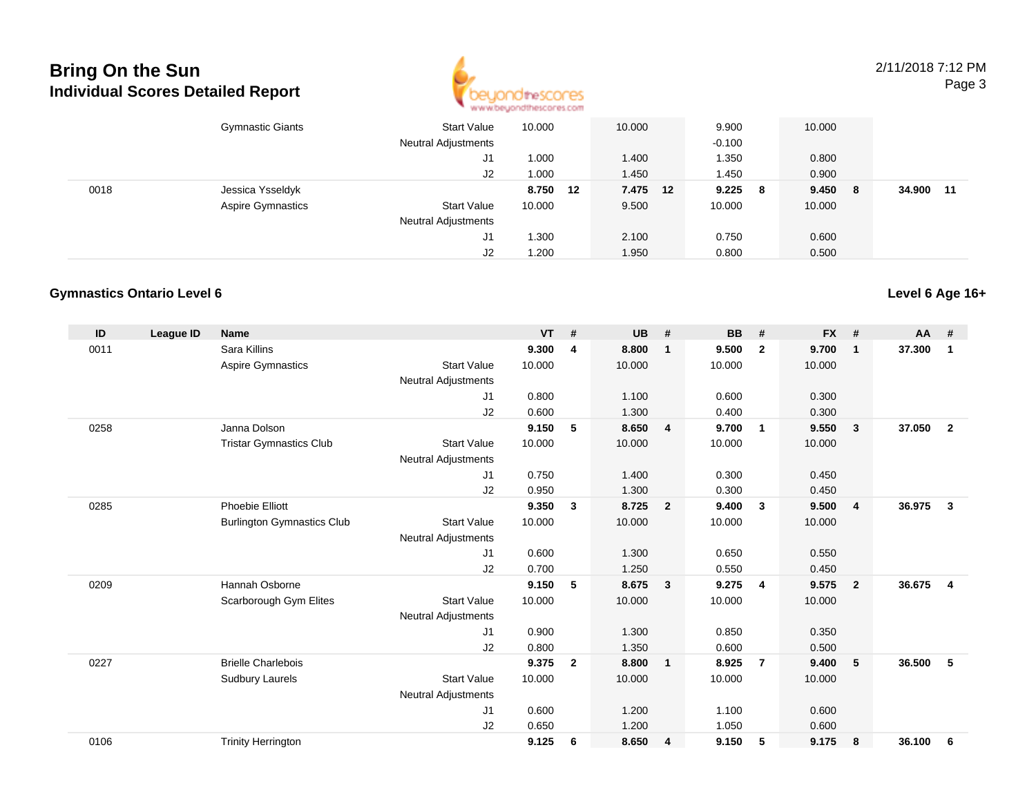# Bring On the Sun
## Individual Scores Detailed Report

2/11/2018 7:12 PM

| ID | League ID | Name | | VT | # | UB | # | BB | # | FX | # | AA | # |
|---|---|---|---|---|---|---|---|---|---|---|---|---|---|
| | | Gymnastic Giants | Start Value | 10.000 | | 10.000 | | 9.900 | | 10.000 | | | |
| | | | Neutral Adjustments | | | | | -0.100 | | | | | |
| | | | J1 | 1.000 | | 1.400 | | 1.350 | | 0.800 | | | |
| | | | J2 | 1.000 | | 1.450 | | 1.450 | | 0.900 | | | |
| 0018 | | Jessica Ysseldyk | | **8.750** | **12** | **7.475** | **12** | **9.225** | **8** | **9.450** | **8** | **34.900** | **11** |
| | | Aspire Gymnastics | Start Value | 10.000 | | 9.500 | | 10.000 | | 10.000 | | | |
| | | | Neutral Adjustments | | | | | | | | | | |
| | | | J1 | 1.300 | | 2.100 | | 0.750 | | 0.600 | | | |
| | | | J2 | 1.200 | | 1.950 | | 0.800 | | 0.500 | | | |

### Gymnastics Ontario Level 6

**Level 6 Age 16+**

| ID | League ID | Name | | VT | # | UB | # | BB | # | FX | # | AA | # |
|---|---|---|---|---|---|---|---|---|---|---|---|---|---|
| 0011 | | Sara Killins | | **9.300** | **4** | **8.800** | **1** | **9.500** | **2** | **9.700** | **1** | **37.300** | **1** |
| | | Aspire Gymnastics | Start Value | 10.000 | | 10.000 | | 10.000 | | 10.000 | | | |
| | | | Neutral Adjustments | | | | | | | | | | |
| | | | J1 | 0.800 | | 1.100 | | 0.600 | | 0.300 | | | |
| | | | J2 | 0.600 | | 1.300 | | 0.400 | | 0.300 | | | |
| 0258 | | Janna Dolson | | **9.150** | **5** | **8.650** | **4** | **9.700** | **1** | **9.550** | **3** | **37.050** | **2** |
| | | Tristar Gymnastics Club | Start Value | 10.000 | | 10.000 | | 10.000 | | 10.000 | | | |
| | | | Neutral Adjustments | | | | | | | | | | |
| | | | J1 | 0.750 | | 1.400 | | 0.300 | | 0.450 | | | |
| | | | J2 | 0.950 | | 1.300 | | 0.300 | | 0.450 | | | |
| 0285 | | Phoebie Elliott | | **9.350** | **3** | **8.725** | **2** | **9.400** | **3** | **9.500** | **4** | **36.975** | **3** |
| | | Burlington Gymnastics Club | Start Value | 10.000 | | 10.000 | | 10.000 | | 10.000 | | | |
| | | | Neutral Adjustments | | | | | | | | | | |
| | | | J1 | 0.600 | | 1.300 | | 0.650 | | 0.550 | | | |
| | | | J2 | 0.700 | | 1.250 | | 0.550 | | 0.450 | | | |
| 0209 | | Hannah Osborne | | **9.150** | **5** | **8.675** | **3** | **9.275** | **4** | **9.575** | **2** | **36.675** | **4** |
| | | Scarborough Gym Elites | Start Value | 10.000 | | 10.000 | | 10.000 | | 10.000 | | | |
| | | | Neutral Adjustments | | | | | | | | | | |
| | | | J1 | 0.900 | | 1.300 | | 0.850 | | 0.350 | | | |
| | | | J2 | 0.800 | | 1.350 | | 0.600 | | 0.500 | | | |
| 0227 | | Brielle Charlebois | | **9.375** | **2** | **8.800** | **1** | **8.925** | **7** | **9.400** | **5** | **36.500** | **5** |
| | | Sudbury Laurels | Start Value | 10.000 | | 10.000 | | 10.000 | | 10.000 | | | |
| | | | Neutral Adjustments | | | | | | | | | | |
| | | | J1 | 0.600 | | 1.200 | | 1.100 | | 0.600 | | | |
| | | | J2 | 0.650 | | 1.200 | | 1.050 | | 0.600 | | | |
| 0106 | | Trinity Herrington | | **9.125** | **6** | **8.650** | **4** | **9.150** | **5** | **9.175** | **8** | **36.100** | **6** |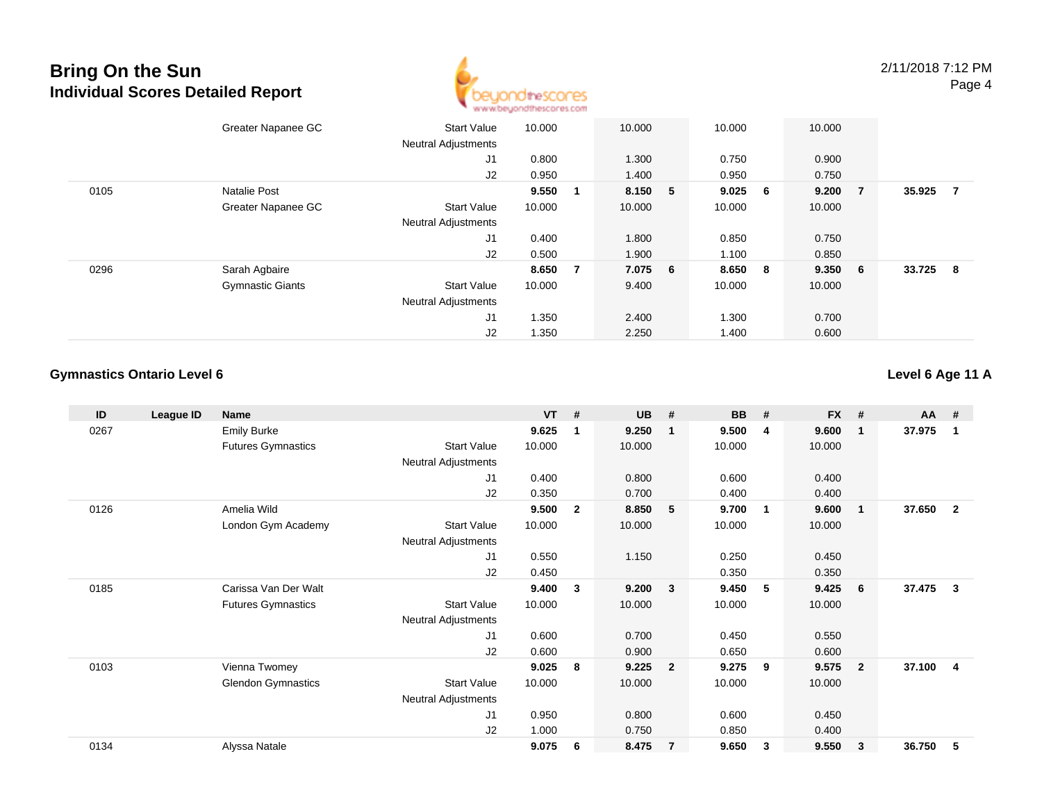# Bring On the Sun
## Individual Scores Detailed Report

2/11/2018 7:12 PM

| ID | League ID | Name | | VT | # | UB | # | BB | # | FX | # | AA | # |
|---|---|---|---|---|---|---|---|---|---|---|---|---|---|
| | | Greater Napanee GC | Start Value | 10.000 | | 10.000 | | 10.000 | | 10.000 | | | |
| | | | Neutral Adjustments | | | | | | | | | | |
| | | | J1 | 0.800 | | 1.300 | | 0.750 | | 0.900 | | | |
| | | | J2 | 0.950 | | 1.400 | | 0.950 | | 0.750 | | | |
| 0105 | | Natalie Post | | **9.550** | **1** | **8.150** | **5** | **9.025** | **6** | **9.200** | **7** | **35.925** | **7** |
| | | Greater Napanee GC | Start Value | 10.000 | | 10.000 | | 10.000 | | 10.000 | | | |
| | | | Neutral Adjustments | | | | | | | | | | |
| | | | J1 | 0.400 | | 1.800 | | 0.850 | | 0.750 | | | |
| | | | J2 | 0.500 | | 1.900 | | 1.100 | | 0.850 | | | |
| 0296 | | Sarah Agbaire | | **8.650** | **7** | **7.075** | **6** | **8.650** | **8** | **9.350** | **6** | **33.725** | **8** |
| | | Gymnastic Giants | Start Value | 10.000 | | 9.400 | | 10.000 | | 10.000 | | | |
| | | | Neutral Adjustments | | | | | | | | | | |
| | | | J1 | 1.350 | | 2.400 | | 1.300 | | 0.700 | | | |
| | | | J2 | 1.350 | | 2.250 | | 1.400 | | 0.600 | | | |

### Gymnastics Ontario Level 6

### Level 6 Age 11 A

| ID | League ID | Name | | VT | # | UB | # | BB | # | FX | # | AA | # |
|---|---|---|---|---|---|---|---|---|---|---|---|---|---|
| 0267 | | Emily Burke | | **9.625** | **1** | **9.250** | **1** | **9.500** | **4** | **9.600** | **1** | **37.975** | **1** |
| | | Futures Gymnastics | Start Value | 10.000 | | 10.000 | | 10.000 | | 10.000 | | | |
| | | | Neutral Adjustments | | | | | | | | | | |
| | | | J1 | 0.400 | | 0.800 | | 0.600 | | 0.400 | | | |
| | | | J2 | 0.350 | | 0.700 | | 0.400 | | 0.400 | | | |
| 0126 | | Amelia Wild | | **9.500** | **2** | **8.850** | **5** | **9.700** | **1** | **9.600** | **1** | **37.650** | **2** |
| | | London Gym Academy | Start Value | 10.000 | | 10.000 | | 10.000 | | 10.000 | | | |
| | | | Neutral Adjustments | | | | | | | | | | |
| | | | J1 | 0.550 | | 1.150 | | 0.250 | | 0.450 | | | |
| | | | J2 | 0.450 | | | | 0.350 | | 0.350 | | | |
| 0185 | | Carissa Van Der Walt | | **9.400** | **3** | **9.200** | **3** | **9.450** | **5** | **9.425** | **6** | **37.475** | **3** |
| | | Futures Gymnastics | Start Value | 10.000 | | 10.000 | | 10.000 | | 10.000 | | | |
| | | | Neutral Adjustments | | | | | | | | | | |
| | | | J1 | 0.600 | | 0.700 | | 0.450 | | 0.550 | | | |
| | | | J2 | 0.600 | | 0.900 | | 0.650 | | 0.600 | | | |
| 0103 | | Vienna Twomey | | **9.025** | **8** | **9.225** | **2** | **9.275** | **9** | **9.575** | **2** | **37.100** | **4** |
| | | Glendon Gymnastics | Start Value | 10.000 | | 10.000 | | 10.000 | | 10.000 | | | |
| | | | Neutral Adjustments | | | | | | | | | | |
| | | | J1 | 0.950 | | 0.800 | | 0.600 | | 0.450 | | | |
| | | | J2 | 1.000 | | 0.750 | | 0.850 | | 0.400 | | | |
| 0134 | | Alyssa Natale | | **9.075** | **6** | **8.475** | **7** | **9.650** | **3** | **9.550** | **3** | **36.750** | **5** |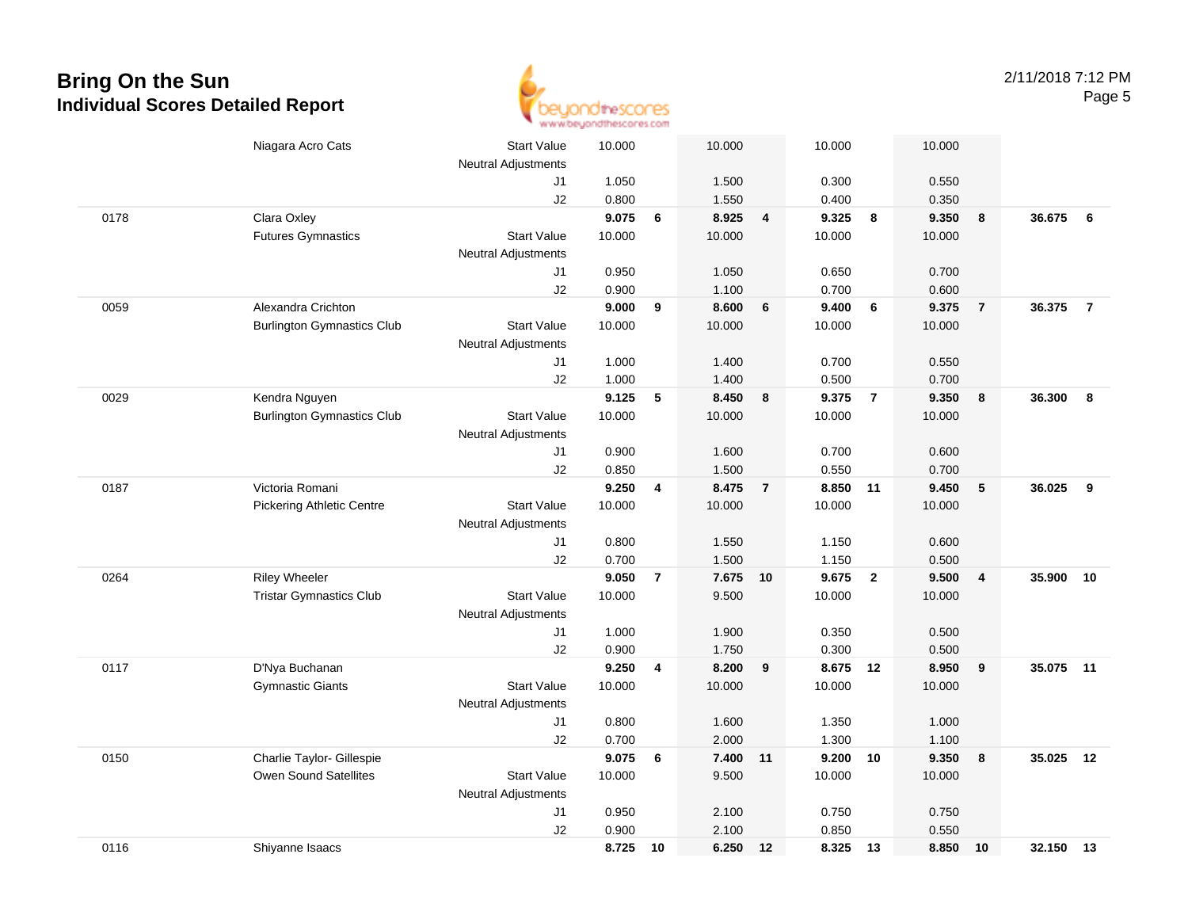# Bring On the Sun
## Individual Scores Detailed Report

2/11/2018 7:12 PM

| | | | | | | | | | | | | |
|---|---|---|---|---|---|---|---|---|---|---|---|---|
| | Niagara Acro Cats | Start Value | 10.000 | | 10.000 | | 10.000 | | 10.000 | | | |
| | | Neutral Adjustments | | | | | | | | | | |
| | | J1 | 1.050 | | 1.500 | | 0.300 | | 0.550 | | | |
| | | J2 | 0.800 | | 1.550 | | 0.400 | | 0.350 | | | |
| 0178 | Clara Oxley | | **9.075** | **6** | **8.925** | **4** | **9.325** | **8** | **9.350** | **8** | **36.675** | **6** |
| | Futures Gymnastics | Start Value | 10.000 | | 10.000 | | 10.000 | | 10.000 | | | |
| | | Neutral Adjustments | | | | | | | | | | |
| | | J1 | 0.950 | | 1.050 | | 0.650 | | 0.700 | | | |
| | | J2 | 0.900 | | 1.100 | | 0.700 | | 0.600 | | | |
| 0059 | Alexandra Crichton | | **9.000** | **9** | **8.600** | **6** | **9.400** | **6** | **9.375** | **7** | **36.375** | **7** |
| | Burlington Gymnastics Club | Start Value | 10.000 | | 10.000 | | 10.000 | | 10.000 | | | |
| | | Neutral Adjustments | | | | | | | | | | |
| | | J1 | 1.000 | | 1.400 | | 0.700 | | 0.550 | | | |
| | | J2 | 1.000 | | 1.400 | | 0.500 | | 0.700 | | | |
| 0029 | Kendra Nguyen | | **9.125** | **5** | **8.450** | **8** | **9.375** | **7** | **9.350** | **8** | **36.300** | **8** |
| | Burlington Gymnastics Club | Start Value | 10.000 | | 10.000 | | 10.000 | | 10.000 | | | |
| | | Neutral Adjustments | | | | | | | | | | |
| | | J1 | 0.900 | | 1.600 | | 0.700 | | 0.600 | | | |
| | | J2 | 0.850 | | 1.500 | | 0.550 | | 0.700 | | | |
| 0187 | Victoria Romani | | **9.250** | **4** | **8.475** | **7** | **8.850** | **11** | **9.450** | **5** | **36.025** | **9** |
| | Pickering Athletic Centre | Start Value | 10.000 | | 10.000 | | 10.000 | | 10.000 | | | |
| | | Neutral Adjustments | | | | | | | | | | |
| | | J1 | 0.800 | | 1.550 | | 1.150 | | 0.600 | | | |
| | | J2 | 0.700 | | 1.500 | | 1.150 | | 0.500 | | | |
| 0264 | Riley Wheeler | | **9.050** | **7** | **7.675** | **10** | **9.675** | **2** | **9.500** | **4** | **35.900** | **10** |
| | Tristar Gymnastics Club | Start Value | 10.000 | | 9.500 | | 10.000 | | 10.000 | | | |
| | | Neutral Adjustments | | | | | | | | | | |
| | | J1 | 1.000 | | 1.900 | | 0.350 | | 0.500 | | | |
| | | J2 | 0.900 | | 1.750 | | 0.300 | | 0.500 | | | |
| 0117 | D'Nya Buchanan | | **9.250** | **4** | **8.200** | **9** | **8.675** | **12** | **8.950** | **9** | **35.075** | **11** |
| | Gymnastic Giants | Start Value | 10.000 | | 10.000 | | 10.000 | | 10.000 | | | |
| | | Neutral Adjustments | | | | | | | | | | |
| | | J1 | 0.800 | | 1.600 | | 1.350 | | 1.000 | | | |
| | | J2 | 0.700 | | 2.000 | | 1.300 | | 1.100 | | | |
| 0150 | Charlie Taylor- Gillespie | | **9.075** | **6** | **7.400** | **11** | **9.200** | **10** | **9.350** | **8** | **35.025** | **12** |
| | Owen Sound Satellites | Start Value | 10.000 | | 9.500 | | 10.000 | | 10.000 | | | |
| | | Neutral Adjustments | | | | | | | | | | |
| | | J1 | 0.950 | | 2.100 | | 0.750 | | 0.750 | | | |
| | | J2 | 0.900 | | 2.100 | | 0.850 | | 0.550 | | | |
| 0116 | Shiyanne Isaacs | | **8.725** | **10** | **6.250** | **12** | **8.325** | **13** | **8.850** | **10** | **32.150** | **13** |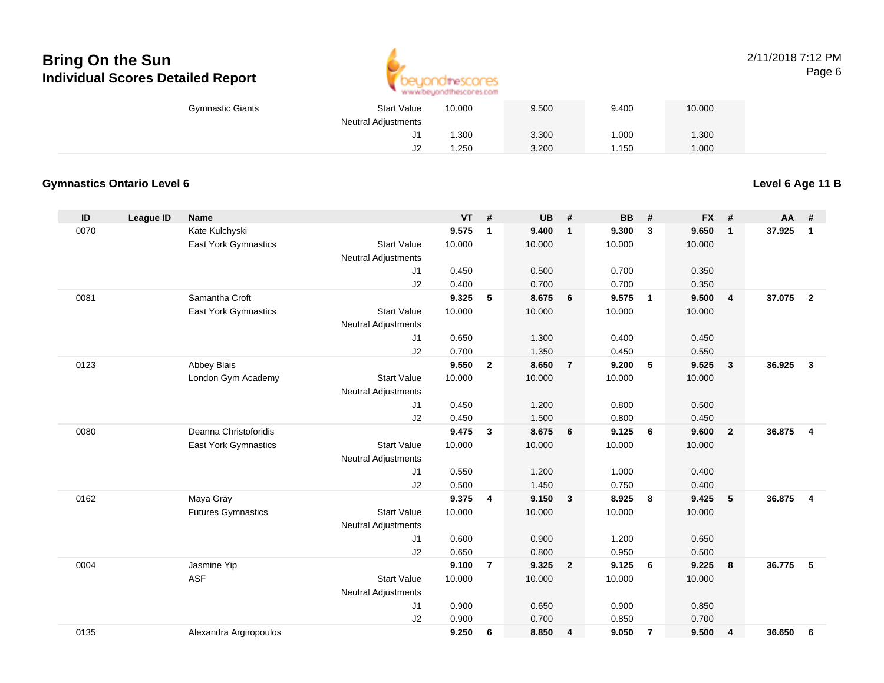| | | Gymnastic Giants | Start Value | 10.000 | | 9.500 | | 9.400 | | 10.000 | | | |
|---|---|---|---|---|---|---|---|---|---|---|---|---|---|
| | | | Neutral Adjustments | | | | | | | | | | |
| | | | J1 | 1.300 | | 3.300 | | 1.000 | | 1.300 | | | |
| | | | J2 | 1.250 | | 3.200 | | 1.150 | | 1.000 | | | |

**Gymnastics Ontario Level 6**

**Level 6 Age 11 B**

| ID | League ID | Name | | VT | # | UB | # | BB | # | FX | # | AA | # |
|---|---|---|---|---|---|---|---|---|---|---|---|---|---|
| 0070 | | Kate Kulchyski | | **9.575** | **1** | **9.400** | **1** | **9.300** | **3** | **9.650** | **1** | **37.925** | **1** |
| | | East York Gymnastics | Start Value | 10.000 | | 10.000 | | 10.000 | | 10.000 | | | |
| | | | Neutral Adjustments | | | | | | | | | | |
| | | | J1 | 0.450 | | 0.500 | | 0.700 | | 0.350 | | | |
| | | | J2 | 0.400 | | 0.700 | | 0.700 | | 0.350 | | | |
| 0081 | | Samantha Croft | | **9.325** | **5** | **8.675** | **6** | **9.575** | **1** | **9.500** | **4** | **37.075** | **2** |
| | | East York Gymnastics | Start Value | 10.000 | | 10.000 | | 10.000 | | 10.000 | | | |
| | | | Neutral Adjustments | | | | | | | | | | |
| | | | J1 | 0.650 | | 1.300 | | 0.400 | | 0.450 | | | |
| | | | J2 | 0.700 | | 1.350 | | 0.450 | | 0.550 | | | |
| 0123 | | Abbey Blais | | **9.550** | **2** | **8.650** | **7** | **9.200** | **5** | **9.525** | **3** | **36.925** | **3** |
| | | London Gym Academy | Start Value | 10.000 | | 10.000 | | 10.000 | | 10.000 | | | |
| | | | Neutral Adjustments | | | | | | | | | | |
| | | | J1 | 0.450 | | 1.200 | | 0.800 | | 0.500 | | | |
| | | | J2 | 0.450 | | 1.500 | | 0.800 | | 0.450 | | | |
| 0080 | | Deanna Christoforidis | | **9.475** | **3** | **8.675** | **6** | **9.125** | **6** | **9.600** | **2** | **36.875** | **4** |
| | | East York Gymnastics | Start Value | 10.000 | | 10.000 | | 10.000 | | 10.000 | | | |
| | | | Neutral Adjustments | | | | | | | | | | |
| | | | J1 | 0.550 | | 1.200 | | 1.000 | | 0.400 | | | |
| | | | J2 | 0.500 | | 1.450 | | 0.750 | | 0.400 | | | |
| 0162 | | Maya Gray | | **9.375** | **4** | **9.150** | **3** | **8.925** | **8** | **9.425** | **5** | **36.875** | **4** |
| | | Futures Gymnastics | Start Value | 10.000 | | 10.000 | | 10.000 | | 10.000 | | | |
| | | | Neutral Adjustments | | | | | | | | | | |
| | | | J1 | 0.600 | | 0.900 | | 1.200 | | 0.650 | | | |
| | | | J2 | 0.650 | | 0.800 | | 0.950 | | 0.500 | | | |
| 0004 | | Jasmine Yip | | **9.100** | **7** | **9.325** | **2** | **9.125** | **6** | **9.225** | **8** | **36.775** | **5** |
| | | ASF | Start Value | 10.000 | | 10.000 | | 10.000 | | 10.000 | | | |
| | | | Neutral Adjustments | | | | | | | | | | |
| | | | J1 | 0.900 | | 0.650 | | 0.900 | | 0.850 | | | |
| | | | J2 | 0.900 | | 0.700 | | 0.850 | | 0.700 | | | |
| 0135 | | Alexandra Argiropoulos | | **9.250** | **6** | **8.850** | **4** | **9.050** | **7** | **9.500** | **4** | **36.650** | **6** |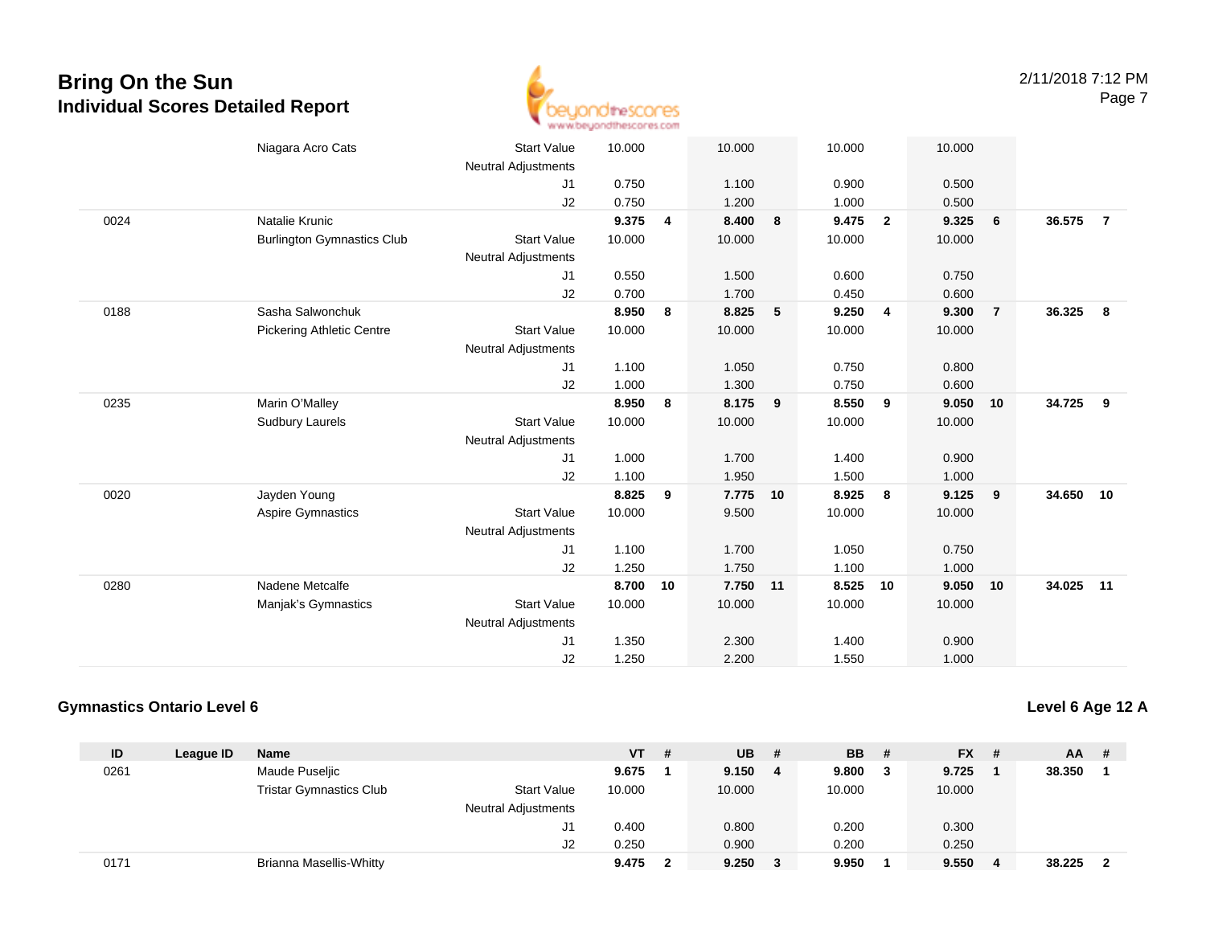# Bring On the Sun
## Individual Scores Detailed Report

2/11/2018 7:12 PM

| ID | League ID | Name | | VT | # | UB | # | BB | # | FX | # | AA | # |
|---|---|---|---|---|---|---|---|---|---|---|---|---|---|
| | | Niagara Acro Cats | Start Value | 10.000 | | 10.000 | | 10.000 | | 10.000 | | | |
| | | | Neutral Adjustments | | | | | | | | | | |
| | | | J1 | 0.750 | | 1.100 | | 0.900 | | 0.500 | | | |
| | | | J2 | 0.750 | | 1.200 | | 1.000 | | 0.500 | | | |
| 0024 | | Natalie Krunic | | **9.375** | **4** | **8.400** | **8** | **9.475** | **2** | **9.325** | **6** | **36.575** | **7** |
| | | Burlington Gymnastics Club | Start Value | 10.000 | | 10.000 | | 10.000 | | 10.000 | | | |
| | | | Neutral Adjustments | | | | | | | | | | |
| | | | J1 | 0.550 | | 1.500 | | 0.600 | | 0.750 | | | |
| | | | J2 | 0.700 | | 1.700 | | 0.450 | | 0.600 | | | |
| 0188 | | Sasha Salwonchuk | | **8.950** | **8** | **8.825** | **5** | **9.250** | **4** | **9.300** | **7** | **36.325** | **8** |
| | | Pickering Athletic Centre | Start Value | 10.000 | | 10.000 | | 10.000 | | 10.000 | | | |
| | | | Neutral Adjustments | | | | | | | | | | |
| | | | J1 | 1.100 | | 1.050 | | 0.750 | | 0.800 | | | |
| | | | J2 | 1.000 | | 1.300 | | 0.750 | | 0.600 | | | |
| 0235 | | Marin O'Malley | | **8.950** | **8** | **8.175** | **9** | **8.550** | **9** | **9.050** | **10** | **34.725** | **9** |
| | | Sudbury Laurels | Start Value | 10.000 | | 10.000 | | 10.000 | | 10.000 | | | |
| | | | Neutral Adjustments | | | | | | | | | | |
| | | | J1 | 1.000 | | 1.700 | | 1.400 | | 0.900 | | | |
| | | | J2 | 1.100 | | 1.950 | | 1.500 | | 1.000 | | | |
| 0020 | | Jayden Young | | **8.825** | **9** | **7.775** | **10** | **8.925** | **8** | **9.125** | **9** | **34.650** | **10** |
| | | Aspire Gymnastics | Start Value | 10.000 | | 9.500 | | 10.000 | | 10.000 | | | |
| | | | Neutral Adjustments | | | | | | | | | | |
| | | | J1 | 1.100 | | 1.700 | | 1.050 | | 0.750 | | | |
| | | | J2 | 1.250 | | 1.750 | | 1.100 | | 1.000 | | | |
| 0280 | | Nadene Metcalfe | | **8.700** | **10** | **7.750** | **11** | **8.525** | **10** | **9.050** | **10** | **34.025** | **11** |
| | | Manjak's Gymnastics | Start Value | 10.000 | | 10.000 | | 10.000 | | 10.000 | | | |
| | | | Neutral Adjustments | | | | | | | | | | |
| | | | J1 | 1.350 | | 2.300 | | 1.400 | | 0.900 | | | |
| | | | J2 | 1.250 | | 2.200 | | 1.550 | | 1.000 | | | |

### Gymnastics Ontario Level 6

**Level 6 Age 12 A**

| ID | League ID | Name | | VT | # | UB | # | BB | # | FX | # | AA | # |
|---|---|---|---|---|---|---|---|---|---|---|---|---|---|
| 0261 | | Maude Puseljic | | **9.675** | **1** | **9.150** | **4** | **9.800** | **3** | **9.725** | **1** | **38.350** | **1** |
| | | Tristar Gymnastics Club | Start Value | 10.000 | | 10.000 | | 10.000 | | 10.000 | | | |
| | | | Neutral Adjustments | | | | | | | | | | |
| | | | J1 | 0.400 | | 0.800 | | 0.200 | | 0.300 | | | |
| | | | J2 | 0.250 | | 0.900 | | 0.200 | | 0.250 | | | |
| 0171 | | Brianna Masellis-Whitty | | **9.475** | **2** | **9.250** | **3** | **9.950** | **1** | **9.550** | **4** | **38.225** | **2** |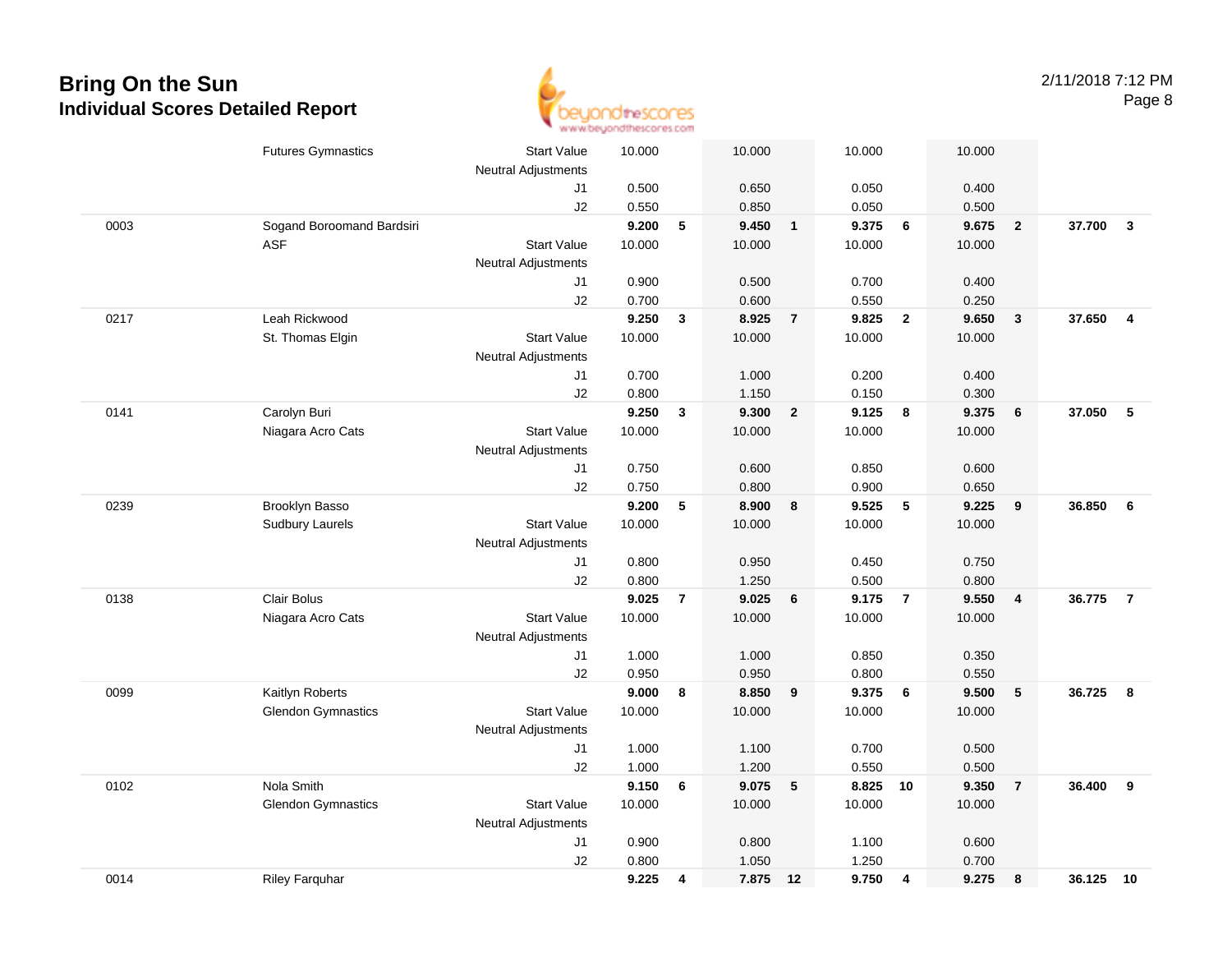# Bring On the Sun

## Individual Scores Detailed Report

2/11/2018 7:12 PM

| ID | Name / Club | | Score | Rank | Score | Rank | Score | Rank | Score | Rank | AA | Rank |
|---|---|---|---|---|---|---|---|---|---|---|---|---|
| | Futures Gymnastics | Start Value | 10.000 | | 10.000 | | 10.000 | | 10.000 | | | |
| | | Neutral Adjustments | | | | | | | | | | |
| | | J1 | 0.500 | | 0.650 | | 0.050 | | 0.400 | | | |
| | | J2 | 0.550 | | 0.850 | | 0.050 | | 0.500 | | | |
| 0003 | Sogand Boroomand Bardsiri | | **9.200** | **5** | **9.450** | **1** | **9.375** | **6** | **9.675** | **2** | **37.700** | **3** |
| | ASF | Start Value | 10.000 | | 10.000 | | 10.000 | | 10.000 | | | |
| | | Neutral Adjustments | | | | | | | | | | |
| | | J1 | 0.900 | | 0.500 | | 0.700 | | 0.400 | | | |
| | | J2 | 0.700 | | 0.600 | | 0.550 | | 0.250 | | | |
| 0217 | Leah Rickwood | | **9.250** | **3** | **8.925** | **7** | **9.825** | **2** | **9.650** | **3** | **37.650** | **4** |
| | St. Thomas Elgin | Start Value | 10.000 | | 10.000 | | 10.000 | | 10.000 | | | |
| | | Neutral Adjustments | | | | | | | | | | |
| | | J1 | 0.700 | | 1.000 | | 0.200 | | 0.400 | | | |
| | | J2 | 0.800 | | 1.150 | | 0.150 | | 0.300 | | | |
| 0141 | Carolyn Buri | | **9.250** | **3** | **9.300** | **2** | **9.125** | **8** | **9.375** | **6** | **37.050** | **5** |
| | Niagara Acro Cats | Start Value | 10.000 | | 10.000 | | 10.000 | | 10.000 | | | |
| | | Neutral Adjustments | | | | | | | | | | |
| | | J1 | 0.750 | | 0.600 | | 0.850 | | 0.600 | | | |
| | | J2 | 0.750 | | 0.800 | | 0.900 | | 0.650 | | | |
| 0239 | Brooklyn Basso | | **9.200** | **5** | **8.900** | **8** | **9.525** | **5** | **9.225** | **9** | **36.850** | **6** |
| | Sudbury Laurels | Start Value | 10.000 | | 10.000 | | 10.000 | | 10.000 | | | |
| | | Neutral Adjustments | | | | | | | | | | |
| | | J1 | 0.800 | | 0.950 | | 0.450 | | 0.750 | | | |
| | | J2 | 0.800 | | 1.250 | | 0.500 | | 0.800 | | | |
| 0138 | Clair Bolus | | **9.025** | **7** | **9.025** | **6** | **9.175** | **7** | **9.550** | **4** | **36.775** | **7** |
| | Niagara Acro Cats | Start Value | 10.000 | | 10.000 | | 10.000 | | 10.000 | | | |
| | | Neutral Adjustments | | | | | | | | | | |
| | | J1 | 1.000 | | 1.000 | | 0.850 | | 0.350 | | | |
| | | J2 | 0.950 | | 0.950 | | 0.800 | | 0.550 | | | |
| 0099 | Kaitlyn Roberts | | **9.000** | **8** | **8.850** | **9** | **9.375** | **6** | **9.500** | **5** | **36.725** | **8** |
| | Glendon Gymnastics | Start Value | 10.000 | | 10.000 | | 10.000 | | 10.000 | | | |
| | | Neutral Adjustments | | | | | | | | | | |
| | | J1 | 1.000 | | 1.100 | | 0.700 | | 0.500 | | | |
| | | J2 | 1.000 | | 1.200 | | 0.550 | | 0.500 | | | |
| 0102 | Nola Smith | | **9.150** | **6** | **9.075** | **5** | **8.825** | **10** | **9.350** | **7** | **36.400** | **9** |
| | Glendon Gymnastics | Start Value | 10.000 | | 10.000 | | 10.000 | | 10.000 | | | |
| | | Neutral Adjustments | | | | | | | | | | |
| | | J1 | 0.900 | | 0.800 | | 1.100 | | 0.600 | | | |
| | | J2 | 0.800 | | 1.050 | | 1.250 | | 0.700 | | | |
| 0014 | Riley Farquhar | | **9.225** | **4** | **7.875** | **12** | **9.750** | **4** | **9.275** | **8** | **36.125** | **10** |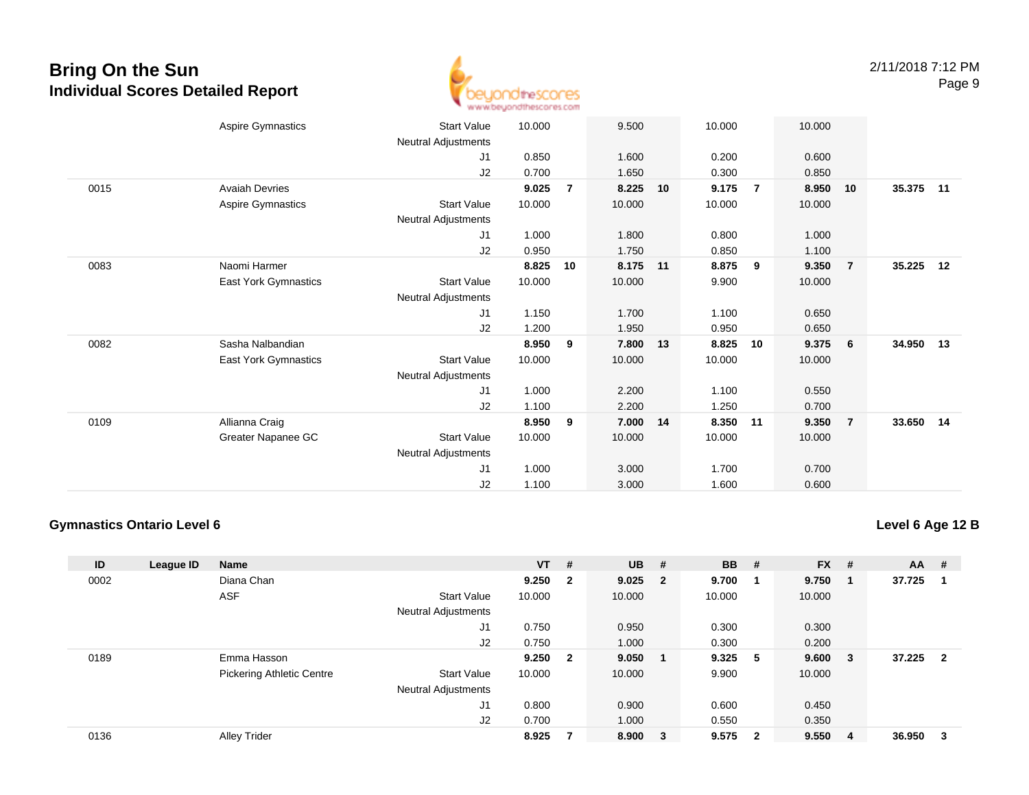# Bring On the Sun
## Individual Scores Detailed Report

2/11/2018 7:12 PM

| ID | League ID | Name | | VT | # | UB | # | BB | # | FX | # | AA | # |
|---|---|---|---|---|---|---|---|---|---|---|---|---|---|
| | | Aspire Gymnastics | Start Value | 10.000 | | 9.500 | | 10.000 | | 10.000 | | | |
| | | | Neutral Adjustments | | | | | | | | | | |
| | | | J1 | 0.850 | | 1.600 | | 0.200 | | 0.600 | | | |
| | | | J2 | 0.700 | | 1.650 | | 0.300 | | 0.850 | | | |
| 0015 | | Avaiah Devries | | **9.025** | **7** | **8.225** | **10** | **9.175** | **7** | **8.950** | **10** | **35.375** | **11** |
| | | Aspire Gymnastics | Start Value | 10.000 | | 10.000 | | 10.000 | | 10.000 | | | |
| | | | Neutral Adjustments | | | | | | | | | | |
| | | | J1 | 1.000 | | 1.800 | | 0.800 | | 1.000 | | | |
| | | | J2 | 0.950 | | 1.750 | | 0.850 | | 1.100 | | | |
| 0083 | | Naomi Harmer | | **8.825** | **10** | **8.175** | **11** | **8.875** | **9** | **9.350** | **7** | **35.225** | **12** |
| | | East York Gymnastics | Start Value | 10.000 | | 10.000 | | 9.900 | | 10.000 | | | |
| | | | Neutral Adjustments | | | | | | | | | | |
| | | | J1 | 1.150 | | 1.700 | | 1.100 | | 0.650 | | | |
| | | | J2 | 1.200 | | 1.950 | | 0.950 | | 0.650 | | | |
| 0082 | | Sasha Nalbandian | | **8.950** | **9** | **7.800** | **13** | **8.825** | **10** | **9.375** | **6** | **34.950** | **13** |
| | | East York Gymnastics | Start Value | 10.000 | | 10.000 | | 10.000 | | 10.000 | | | |
| | | | Neutral Adjustments | | | | | | | | | | |
| | | | J1 | 1.000 | | 2.200 | | 1.100 | | 0.550 | | | |
| | | | J2 | 1.100 | | 2.200 | | 1.250 | | 0.700 | | | |
| 0109 | | Allianna Craig | | **8.950** | **9** | **7.000** | **14** | **8.350** | **11** | **9.350** | **7** | **33.650** | **14** |
| | | Greater Napanee GC | Start Value | 10.000 | | 10.000 | | 10.000 | | 10.000 | | | |
| | | | Neutral Adjustments | | | | | | | | | | |
| | | | J1 | 1.000 | | 3.000 | | 1.700 | | 0.700 | | | |
| | | | J2 | 1.100 | | 3.000 | | 1.600 | | 0.600 | | | |

### Gymnastics Ontario Level 6

**Level 6 Age 12 B**

| ID | League ID | Name | | VT | # | UB | # | BB | # | FX | # | AA | # |
|---|---|---|---|---|---|---|---|---|---|---|---|---|---|
| 0002 | | Diana Chan | | **9.250** | **2** | **9.025** | **2** | **9.700** | **1** | **9.750** | **1** | **37.725** | **1** |
| | | ASF | Start Value | 10.000 | | 10.000 | | 10.000 | | 10.000 | | | |
| | | | Neutral Adjustments | | | | | | | | | | |
| | | | J1 | 0.750 | | 0.950 | | 0.300 | | 0.300 | | | |
| | | | J2 | 0.750 | | 1.000 | | 0.300 | | 0.200 | | | |
| 0189 | | Emma Hasson | | **9.250** | **2** | **9.050** | **1** | **9.325** | **5** | **9.600** | **3** | **37.225** | **2** |
| | | Pickering Athletic Centre | Start Value | 10.000 | | 10.000 | | 9.900 | | 10.000 | | | |
| | | | Neutral Adjustments | | | | | | | | | | |
| | | | J1 | 0.800 | | 0.900 | | 0.600 | | 0.450 | | | |
| | | | J2 | 0.700 | | 1.000 | | 0.550 | | 0.350 | | | |
| 0136 | | Alley Trider | | **8.925** | **7** | **8.900** | **3** | **9.575** | **2** | **9.550** | **4** | **36.950** | **3** |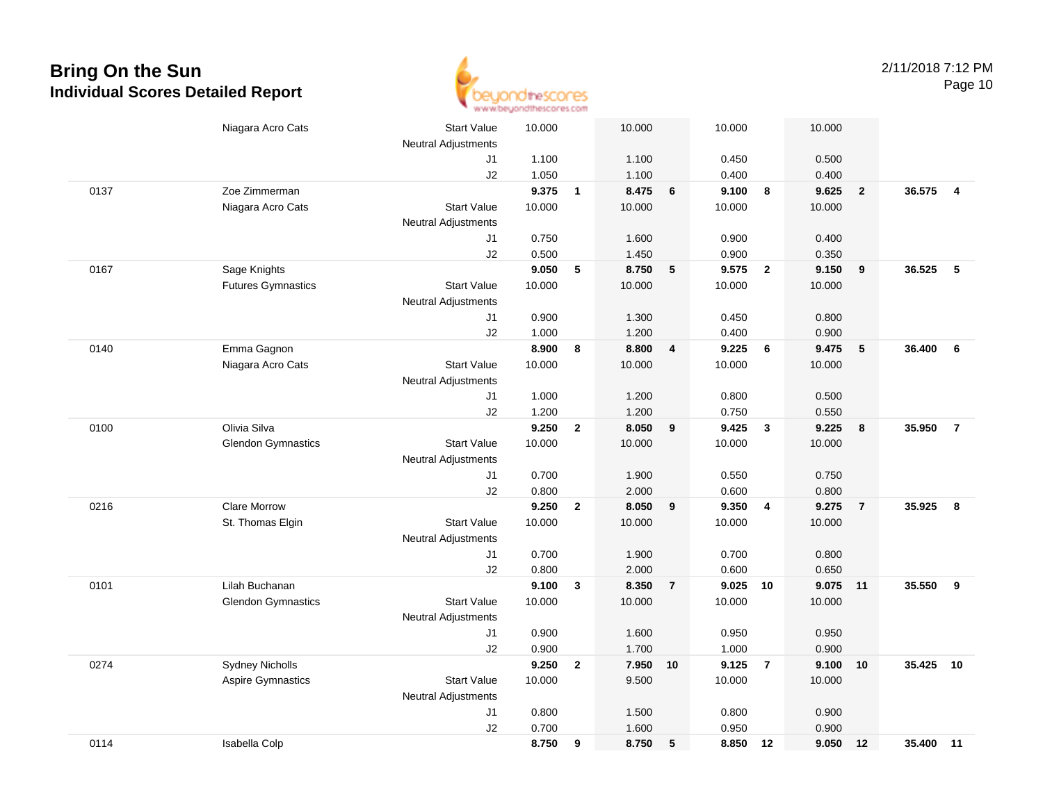# Bring On the Sun
## Individual Scores Detailed Report

2/11/2018 7:12 PM

| # | Name / Club | | Vault | Rank | Bars | Rank | Beam | Rank | Floor | Rank | AA | Rank |
|---|---|---|---|---|---|---|---|---|---|---|---|---|
| | Niagara Acro Cats | Start Value | 10.000 | | 10.000 | | 10.000 | | 10.000 | | | |
| | | Neutral Adjustments | | | | | | | | | | |
| | | J1 | 1.100 | | 1.100 | | 0.450 | | 0.500 | | | |
| | | J2 | 1.050 | | 1.100 | | 0.400 | | 0.400 | | | |
| 0137 | Zoe Zimmerman | | **9.375** | **1** | **8.475** | **6** | **9.100** | **8** | **9.625** | **2** | **36.575** | **4** |
| | Niagara Acro Cats | Start Value | 10.000 | | 10.000 | | 10.000 | | 10.000 | | | |
| | | Neutral Adjustments | | | | | | | | | | |
| | | J1 | 0.750 | | 1.600 | | 0.900 | | 0.400 | | | |
| | | J2 | 0.500 | | 1.450 | | 0.900 | | 0.350 | | | |
| 0167 | Sage Knights | | **9.050** | **5** | **8.750** | **5** | **9.575** | **2** | **9.150** | **9** | **36.525** | **5** |
| | Futures Gymnastics | Start Value | 10.000 | | 10.000 | | 10.000 | | 10.000 | | | |
| | | Neutral Adjustments | | | | | | | | | | |
| | | J1 | 0.900 | | 1.300 | | 0.450 | | 0.800 | | | |
| | | J2 | 1.000 | | 1.200 | | 0.400 | | 0.900 | | | |
| 0140 | Emma Gagnon | | **8.900** | **8** | **8.800** | **4** | **9.225** | **6** | **9.475** | **5** | **36.400** | **6** |
| | Niagara Acro Cats | Start Value | 10.000 | | 10.000 | | 10.000 | | 10.000 | | | |
| | | Neutral Adjustments | | | | | | | | | | |
| | | J1 | 1.000 | | 1.200 | | 0.800 | | 0.500 | | | |
| | | J2 | 1.200 | | 1.200 | | 0.750 | | 0.550 | | | |
| 0100 | Olivia Silva | | **9.250** | **2** | **8.050** | **9** | **9.425** | **3** | **9.225** | **8** | **35.950** | **7** |
| | Glendon Gymnastics | Start Value | 10.000 | | 10.000 | | 10.000 | | 10.000 | | | |
| | | Neutral Adjustments | | | | | | | | | | |
| | | J1 | 0.700 | | 1.900 | | 0.550 | | 0.750 | | | |
| | | J2 | 0.800 | | 2.000 | | 0.600 | | 0.800 | | | |
| 0216 | Clare Morrow | | **9.250** | **2** | **8.050** | **9** | **9.350** | **4** | **9.275** | **7** | **35.925** | **8** |
| | St. Thomas Elgin | Start Value | 10.000 | | 10.000 | | 10.000 | | 10.000 | | | |
| | | Neutral Adjustments | | | | | | | | | | |
| | | J1 | 0.700 | | 1.900 | | 0.700 | | 0.800 | | | |
| | | J2 | 0.800 | | 2.000 | | 0.600 | | 0.650 | | | |
| 0101 | Lilah Buchanan | | **9.100** | **3** | **8.350** | **7** | **9.025** | **10** | **9.075** | **11** | **35.550** | **9** |
| | Glendon Gymnastics | Start Value | 10.000 | | 10.000 | | 10.000 | | 10.000 | | | |
| | | Neutral Adjustments | | | | | | | | | | |
| | | J1 | 0.900 | | 1.600 | | 0.950 | | 0.950 | | | |
| | | J2 | 0.900 | | 1.700 | | 1.000 | | 0.900 | | | |
| 0274 | Sydney Nicholls | | **9.250** | **2** | **7.950** | **10** | **9.125** | **7** | **9.100** | **10** | **35.425** | **10** |
| | Aspire Gymnastics | Start Value | 10.000 | | 9.500 | | 10.000 | | 10.000 | | | |
| | | Neutral Adjustments | | | | | | | | | | |
| | | J1 | 0.800 | | 1.500 | | 0.800 | | 0.900 | | | |
| | | J2 | 0.700 | | 1.600 | | 0.950 | | 0.900 | | | |
| 0114 | Isabella Colp | | **8.750** | **9** | **8.750** | **5** | **8.850** | **12** | **9.050** | **12** | **35.400** | **11** |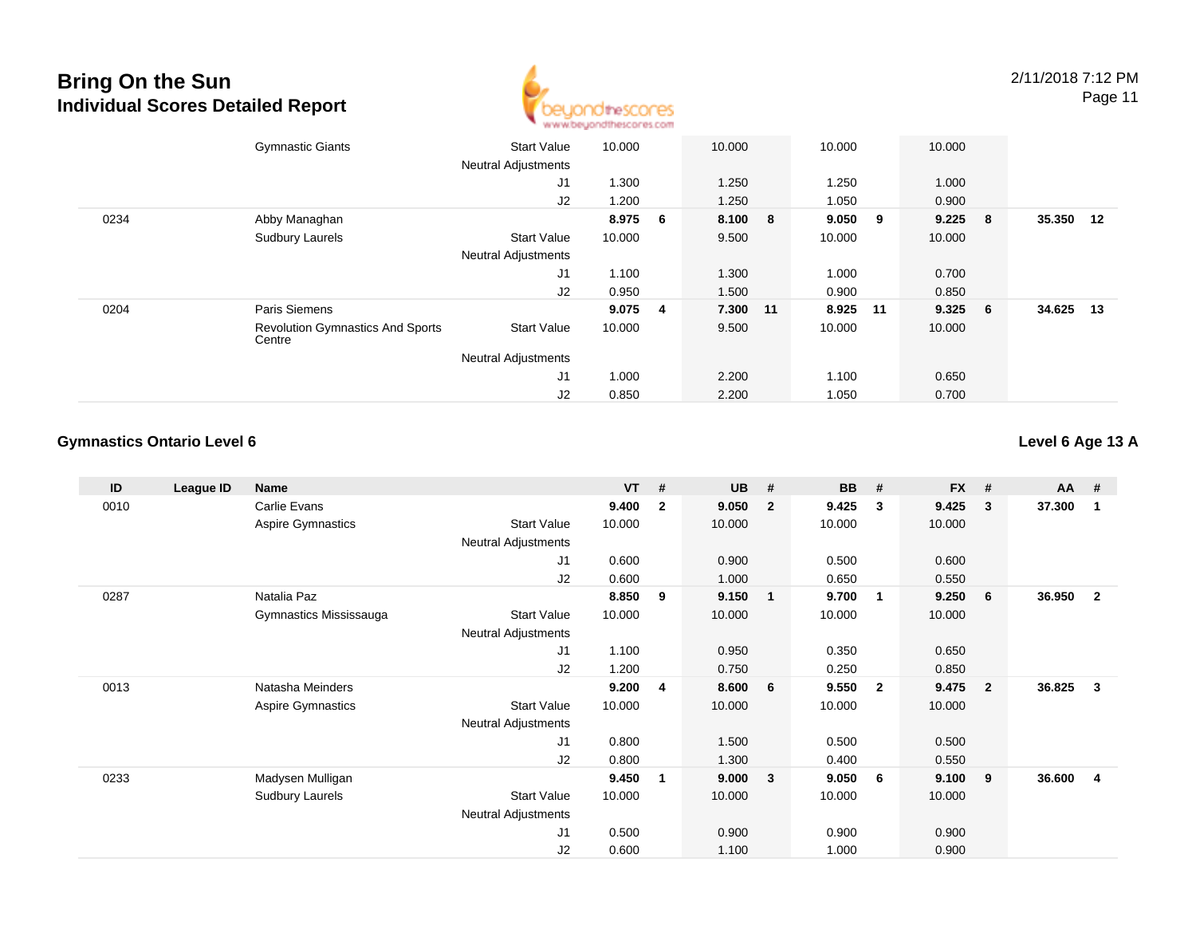# Bring On the Sun
## Individual Scores Detailed Report

2/11/2018 7:12 PM

| ID | League ID | Name | | VT | # | UB | # | BB | # | FX | # | AA | # |
|---|---|---|---|---|---|---|---|---|---|---|---|---|---|
| | | Gymnastic Giants | Start Value | 10.000 | | 10.000 | | 10.000 | | 10.000 | | | |
| | | | Neutral Adjustments | | | | | | | | | | |
| | | | J1 | 1.300 | | 1.250 | | 1.250 | | 1.000 | | | |
| | | | J2 | 1.200 | | 1.250 | | 1.050 | | 0.900 | | | |
| 0234 | | Abby Managhan | | **8.975** | **6** | **8.100** | **8** | **9.050** | **9** | **9.225** | **8** | **35.350** | **12** |
| | | Sudbury Laurels | Start Value | 10.000 | | 9.500 | | 10.000 | | 10.000 | | | |
| | | | Neutral Adjustments | | | | | | | | | | |
| | | | J1 | 1.100 | | 1.300 | | 1.000 | | 0.700 | | | |
| | | | J2 | 0.950 | | 1.500 | | 0.900 | | 0.850 | | | |
| 0204 | | Paris Siemens | | **9.075** | **4** | **7.300** | **11** | **8.925** | **11** | **9.325** | **6** | **34.625** | **13** |
| | | Revolution Gymnastics And Sports Centre | Start Value | 10.000 | | 9.500 | | 10.000 | | 10.000 | | | |
| | | | Neutral Adjustments | | | | | | | | | | |
| | | | J1 | 1.000 | | 2.200 | | 1.100 | | 0.650 | | | |
| | | | J2 | 0.850 | | 2.200 | | 1.050 | | 0.700 | | | |

### Gymnastics Ontario Level 6

**Level 6 Age 13 A**

| ID | League ID | Name | | VT | # | UB | # | BB | # | FX | # | AA | # |
|---|---|---|---|---|---|---|---|---|---|---|---|---|---|
| 0010 | | Carlie Evans | | **9.400** | **2** | **9.050** | **2** | **9.425** | **3** | **9.425** | **3** | **37.300** | **1** |
| | | Aspire Gymnastics | Start Value | 10.000 | | 10.000 | | 10.000 | | 10.000 | | | |
| | | | Neutral Adjustments | | | | | | | | | | |
| | | | J1 | 0.600 | | 0.900 | | 0.500 | | 0.600 | | | |
| | | | J2 | 0.600 | | 1.000 | | 0.650 | | 0.550 | | | |
| 0287 | | Natalia Paz | | **8.850** | **9** | **9.150** | **1** | **9.700** | **1** | **9.250** | **6** | **36.950** | **2** |
| | | Gymnastics Mississauga | Start Value | 10.000 | | 10.000 | | 10.000 | | 10.000 | | | |
| | | | Neutral Adjustments | | | | | | | | | | |
| | | | J1 | 1.100 | | 0.950 | | 0.350 | | 0.650 | | | |
| | | | J2 | 1.200 | | 0.750 | | 0.250 | | 0.850 | | | |
| 0013 | | Natasha Meinders | | **9.200** | **4** | **8.600** | **6** | **9.550** | **2** | **9.475** | **2** | **36.825** | **3** |
| | | Aspire Gymnastics | Start Value | 10.000 | | 10.000 | | 10.000 | | 10.000 | | | |
| | | | Neutral Adjustments | | | | | | | | | | |
| | | | J1 | 0.800 | | 1.500 | | 0.500 | | 0.500 | | | |
| | | | J2 | 0.800 | | 1.300 | | 0.400 | | 0.550 | | | |
| 0233 | | Madysen Mulligan | | **9.450** | **1** | **9.000** | **3** | **9.050** | **6** | **9.100** | **9** | **36.600** | **4** |
| | | Sudbury Laurels | Start Value | 10.000 | | 10.000 | | 10.000 | | 10.000 | | | |
| | | | Neutral Adjustments | | | | | | | | | | |
| | | | J1 | 0.500 | | 0.900 | | 0.900 | | 0.900 | | | |
| | | | J2 | 0.600 | | 1.100 | | 1.000 | | 0.900 | | | |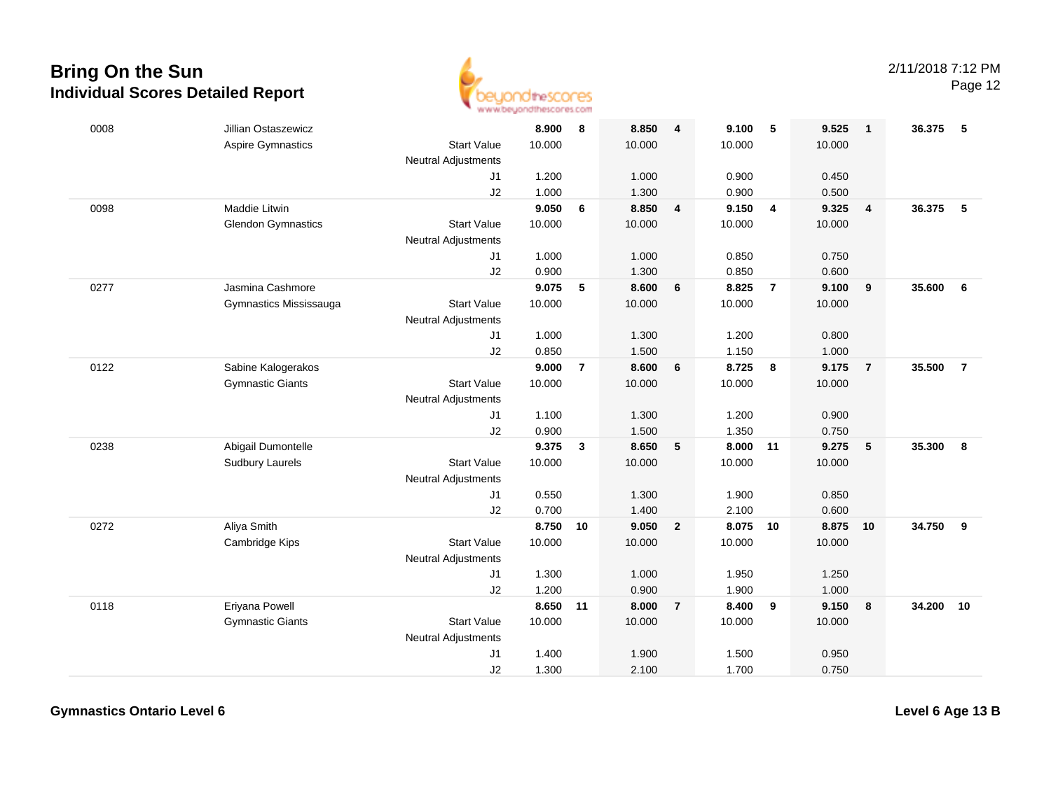# Bring On the Sun
## Individual Scores Detailed Report

2/11/2018 7:12 PM

| # | Name / Club | | Vault | Rank | Bars | Rank | Beam | Rank | Floor | Rank | AA | Rank |
|---|---|---|---|---|---|---|---|---|---|---|---|---|
| 0008 | Jillian Ostaszewicz | | **8.900** | **8** | **8.850** | **4** | **9.100** | **5** | **9.525** | **1** | **36.375** | **5** |
| | Aspire Gymnastics | Start Value | 10.000 | | 10.000 | | 10.000 | | 10.000 | | | |
| | | Neutral Adjustments | | | | | | | | | | |
| | | J1 | 1.200 | | 1.000 | | 0.900 | | 0.450 | | | |
| | | J2 | 1.000 | | 1.300 | | 0.900 | | 0.500 | | | |
| 0098 | Maddie Litwin | | **9.050** | **6** | **8.850** | **4** | **9.150** | **4** | **9.325** | **4** | **36.375** | **5** |
| | Glendon Gymnastics | Start Value | 10.000 | | 10.000 | | 10.000 | | 10.000 | | | |
| | | Neutral Adjustments | | | | | | | | | | |
| | | J1 | 1.000 | | 1.000 | | 0.850 | | 0.750 | | | |
| | | J2 | 0.900 | | 1.300 | | 0.850 | | 0.600 | | | |
| 0277 | Jasmina Cashmore | | **9.075** | **5** | **8.600** | **6** | **8.825** | **7** | **9.100** | **9** | **35.600** | **6** |
| | Gymnastics Mississauga | Start Value | 10.000 | | 10.000 | | 10.000 | | 10.000 | | | |
| | | Neutral Adjustments | | | | | | | | | | |
| | | J1 | 1.000 | | 1.300 | | 1.200 | | 0.800 | | | |
| | | J2 | 0.850 | | 1.500 | | 1.150 | | 1.000 | | | |
| 0122 | Sabine Kalogerakos | | **9.000** | **7** | **8.600** | **6** | **8.725** | **8** | **9.175** | **7** | **35.500** | **7** |
| | Gymnastic Giants | Start Value | 10.000 | | 10.000 | | 10.000 | | 10.000 | | | |
| | | Neutral Adjustments | | | | | | | | | | |
| | | J1 | 1.100 | | 1.300 | | 1.200 | | 0.900 | | | |
| | | J2 | 0.900 | | 1.500 | | 1.350 | | 0.750 | | | |
| 0238 | Abigail Dumontelle | | **9.375** | **3** | **8.650** | **5** | **8.000** | **11** | **9.275** | **5** | **35.300** | **8** |
| | Sudbury Laurels | Start Value | 10.000 | | 10.000 | | 10.000 | | 10.000 | | | |
| | | Neutral Adjustments | | | | | | | | | | |
| | | J1 | 0.550 | | 1.300 | | 1.900 | | 0.850 | | | |
| | | J2 | 0.700 | | 1.400 | | 2.100 | | 0.600 | | | |
| 0272 | Aliya Smith | | **8.750** | **10** | **9.050** | **2** | **8.075** | **10** | **8.875** | **10** | **34.750** | **9** |
| | Cambridge Kips | Start Value | 10.000 | | 10.000 | | 10.000 | | 10.000 | | | |
| | | Neutral Adjustments | | | | | | | | | | |
| | | J1 | 1.300 | | 1.000 | | 1.950 | | 1.250 | | | |
| | | J2 | 1.200 | | 0.900 | | 1.900 | | 1.000 | | | |
| 0118 | Eriyana Powell | | **8.650** | **11** | **8.000** | **7** | **8.400** | **9** | **9.150** | **8** | **34.200** | **10** |
| | Gymnastic Giants | Start Value | 10.000 | | 10.000 | | 10.000 | | 10.000 | | | |
| | | Neutral Adjustments | | | | | | | | | | |
| | | J1 | 1.400 | | 1.900 | | 1.500 | | 0.950 | | | |
| | | J2 | 1.300 | | 2.100 | | 1.700 | | 0.750 | | | |

**Gymnastics Ontario Level 6** — **Level 6 Age 13 B**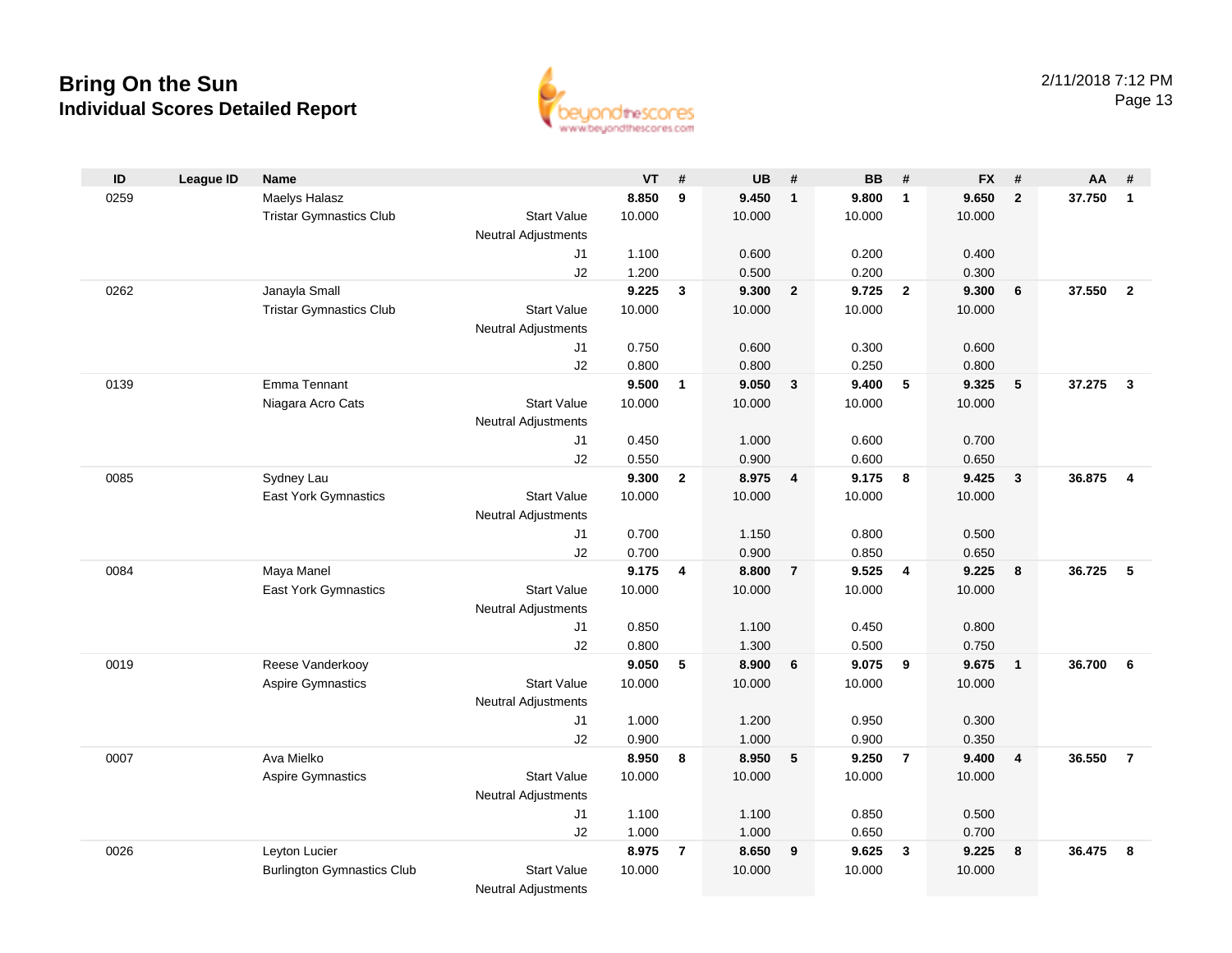# Bring On the Sun

## Individual Scores Detailed Report

2/11/2018 7:12 PM

| ID | League ID | Name | | VT | # | UB | # | BB | # | FX | # | AA | # |
|---|---|---|---|---|---|---|---|---|---|---|---|---|---|
| 0259 | | Maelys Halasz | | **8.850** | **9** | **9.450** | **1** | **9.800** | **1** | **9.650** | **2** | **37.750** | **1** |
| | | Tristar Gymnastics Club | Start Value | 10.000 | | 10.000 | | 10.000 | | 10.000 | | | |
| | | | Neutral Adjustments | | | | | | | | | | |
| | | | J1 | 1.100 | | 0.600 | | 0.200 | | 0.400 | | | |
| | | | J2 | 1.200 | | 0.500 | | 0.200 | | 0.300 | | | |
| 0262 | | Janayla Small | | **9.225** | **3** | **9.300** | **2** | **9.725** | **2** | **9.300** | **6** | **37.550** | **2** |
| | | Tristar Gymnastics Club | Start Value | 10.000 | | 10.000 | | 10.000 | | 10.000 | | | |
| | | | Neutral Adjustments | | | | | | | | | | |
| | | | J1 | 0.750 | | 0.600 | | 0.300 | | 0.600 | | | |
| | | | J2 | 0.800 | | 0.800 | | 0.250 | | 0.800 | | | |
| 0139 | | Emma Tennant | | **9.500** | **1** | **9.050** | **3** | **9.400** | **5** | **9.325** | **5** | **37.275** | **3** |
| | | Niagara Acro Cats | Start Value | 10.000 | | 10.000 | | 10.000 | | 10.000 | | | |
| | | | Neutral Adjustments | | | | | | | | | | |
| | | | J1 | 0.450 | | 1.000 | | 0.600 | | 0.700 | | | |
| | | | J2 | 0.550 | | 0.900 | | 0.600 | | 0.650 | | | |
| 0085 | | Sydney Lau | | **9.300** | **2** | **8.975** | **4** | **9.175** | **8** | **9.425** | **3** | **36.875** | **4** |
| | | East York Gymnastics | Start Value | 10.000 | | 10.000 | | 10.000 | | 10.000 | | | |
| | | | Neutral Adjustments | | | | | | | | | | |
| | | | J1 | 0.700 | | 1.150 | | 0.800 | | 0.500 | | | |
| | | | J2 | 0.700 | | 0.900 | | 0.850 | | 0.650 | | | |
| 0084 | | Maya Manel | | **9.175** | **4** | **8.800** | **7** | **9.525** | **4** | **9.225** | **8** | **36.725** | **5** |
| | | East York Gymnastics | Start Value | 10.000 | | 10.000 | | 10.000 | | 10.000 | | | |
| | | | Neutral Adjustments | | | | | | | | | | |
| | | | J1 | 0.850 | | 1.100 | | 0.450 | | 0.800 | | | |
| | | | J2 | 0.800 | | 1.300 | | 0.500 | | 0.750 | | | |
| 0019 | | Reese Vanderkooy | | **9.050** | **5** | **8.900** | **6** | **9.075** | **9** | **9.675** | **1** | **36.700** | **6** |
| | | Aspire Gymnastics | Start Value | 10.000 | | 10.000 | | 10.000 | | 10.000 | | | |
| | | | Neutral Adjustments | | | | | | | | | | |
| | | | J1 | 1.000 | | 1.200 | | 0.950 | | 0.300 | | | |
| | | | J2 | 0.900 | | 1.000 | | 0.900 | | 0.350 | | | |
| 0007 | | Ava Mielko | | **8.950** | **8** | **8.950** | **5** | **9.250** | **7** | **9.400** | **4** | **36.550** | **7** |
| | | Aspire Gymnastics | Start Value | 10.000 | | 10.000 | | 10.000 | | 10.000 | | | |
| | | | Neutral Adjustments | | | | | | | | | | |
| | | | J1 | 1.100 | | 1.100 | | 0.850 | | 0.500 | | | |
| | | | J2 | 1.000 | | 1.000 | | 0.650 | | 0.700 | | | |
| 0026 | | Leyton Lucier | | **8.975** | **7** | **8.650** | **9** | **9.625** | **3** | **9.225** | **8** | **36.475** | **8** |
| | | Burlington Gymnastics Club | Start Value | 10.000 | | 10.000 | | 10.000 | | 10.000 | | | |
| | | | Neutral Adjustments | | | | | | | | | | |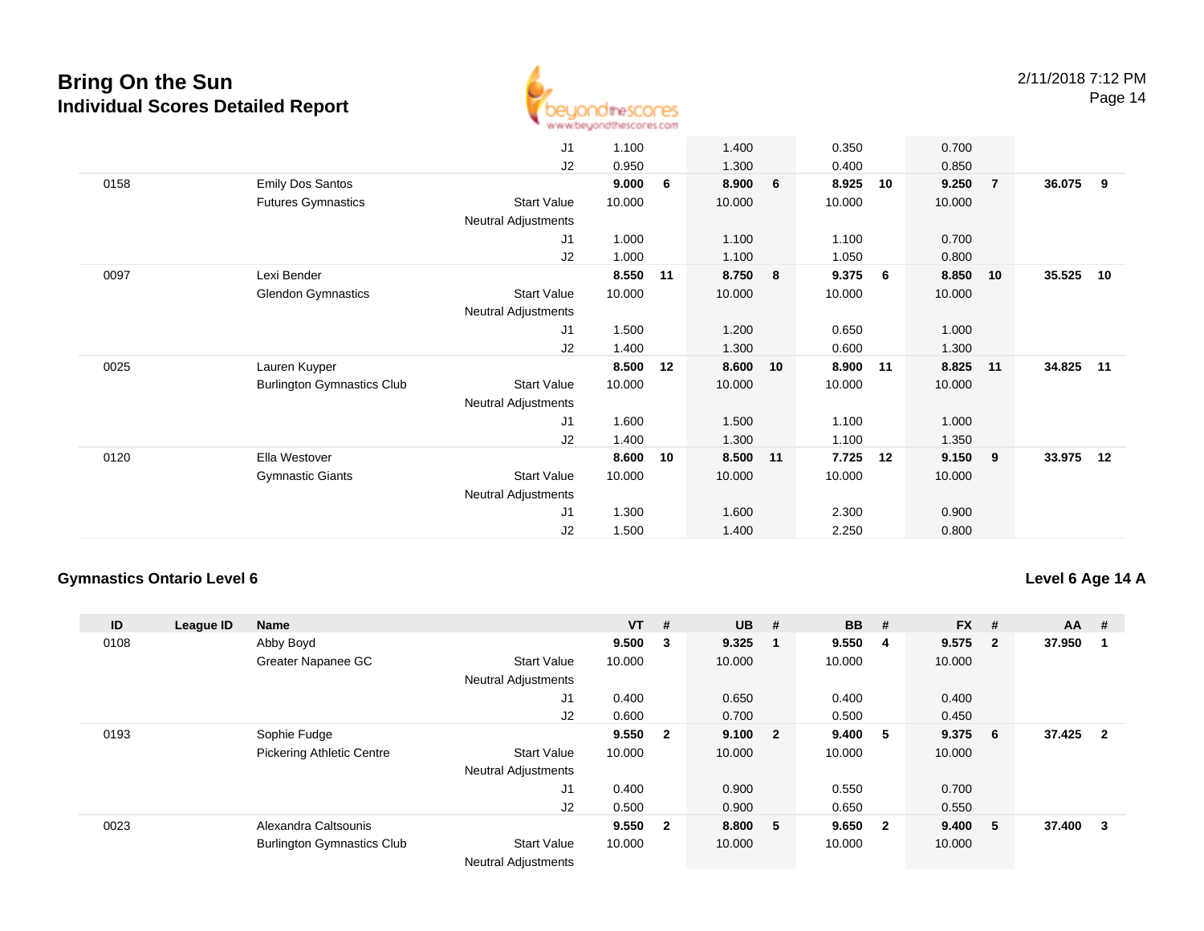# Bring On the Sun
## Individual Scores Detailed Report

2/11/2018 7:12 PM

| ID | League ID | Name | | VT | # | UB | # | BB | # | FX | # | AA | # |
|---|---|---|---|---|---|---|---|---|---|---|---|---|---|
| | | | J1 | 1.100 | | 1.400 | | 0.350 | | 0.700 | | | |
| | | | J2 | 0.950 | | 1.300 | | 0.400 | | 0.850 | | | |
| 0158 | | Emily Dos Santos | | **9.000** | **6** | **8.900** | **6** | **8.925** | **10** | **9.250** | **7** | **36.075** | **9** |
| | | Futures Gymnastics | Start Value | 10.000 | | 10.000 | | 10.000 | | 10.000 | | | |
| | | | Neutral Adjustments | | | | | | | | | | |
| | | | J1 | 1.000 | | 1.100 | | 1.100 | | 0.700 | | | |
| | | | J2 | 1.000 | | 1.100 | | 1.050 | | 0.800 | | | |
| 0097 | | Lexi Bender | | **8.550** | **11** | **8.750** | **8** | **9.375** | **6** | **8.850** | **10** | **35.525** | **10** |
| | | Glendon Gymnastics | Start Value | 10.000 | | 10.000 | | 10.000 | | 10.000 | | | |
| | | | Neutral Adjustments | | | | | | | | | | |
| | | | J1 | 1.500 | | 1.200 | | 0.650 | | 1.000 | | | |
| | | | J2 | 1.400 | | 1.300 | | 0.600 | | 1.300 | | | |
| 0025 | | Lauren Kuyper | | **8.500** | **12** | **8.600** | **10** | **8.900** | **11** | **8.825** | **11** | **34.825** | **11** |
| | | Burlington Gymnastics Club | Start Value | 10.000 | | 10.000 | | 10.000 | | 10.000 | | | |
| | | | Neutral Adjustments | | | | | | | | | | |
| | | | J1 | 1.600 | | 1.500 | | 1.100 | | 1.000 | | | |
| | | | J2 | 1.400 | | 1.300 | | 1.100 | | 1.350 | | | |
| 0120 | | Ella Westover | | **8.600** | **10** | **8.500** | **11** | **7.725** | **12** | **9.150** | **9** | **33.975** | **12** |
| | | Gymnastic Giants | Start Value | 10.000 | | 10.000 | | 10.000 | | 10.000 | | | |
| | | | Neutral Adjustments | | | | | | | | | | |
| | | | J1 | 1.300 | | 1.600 | | 2.300 | | 0.900 | | | |
| | | | J2 | 1.500 | | 1.400 | | 2.250 | | 0.800 | | | |

### Gymnastics Ontario Level 6

**Level 6 Age 14 A**

| ID | League ID | Name | | VT | # | UB | # | BB | # | FX | # | AA | # |
|---|---|---|---|---|---|---|---|---|---|---|---|---|---|
| 0108 | | Abby Boyd | | **9.500** | **3** | **9.325** | **1** | **9.550** | **4** | **9.575** | **2** | **37.950** | **1** |
| | | Greater Napanee GC | Start Value | 10.000 | | 10.000 | | 10.000 | | 10.000 | | | |
| | | | Neutral Adjustments | | | | | | | | | | |
| | | | J1 | 0.400 | | 0.650 | | 0.400 | | 0.400 | | | |
| | | | J2 | 0.600 | | 0.700 | | 0.500 | | 0.450 | | | |
| 0193 | | Sophie Fudge | | **9.550** | **2** | **9.100** | **2** | **9.400** | **5** | **9.375** | **6** | **37.425** | **2** |
| | | Pickering Athletic Centre | Start Value | 10.000 | | 10.000 | | 10.000 | | 10.000 | | | |
| | | | Neutral Adjustments | | | | | | | | | | |
| | | | J1 | 0.400 | | 0.900 | | 0.550 | | 0.700 | | | |
| | | | J2 | 0.500 | | 0.900 | | 0.650 | | 0.550 | | | |
| 0023 | | Alexandra Caltsounis | | **9.550** | **2** | **8.800** | **5** | **9.650** | **2** | **9.400** | **5** | **37.400** | **3** |
| | | Burlington Gymnastics Club | Start Value | 10.000 | | 10.000 | | 10.000 | | 10.000 | | | |
| | | | Neutral Adjustments | | | | | | | | | | |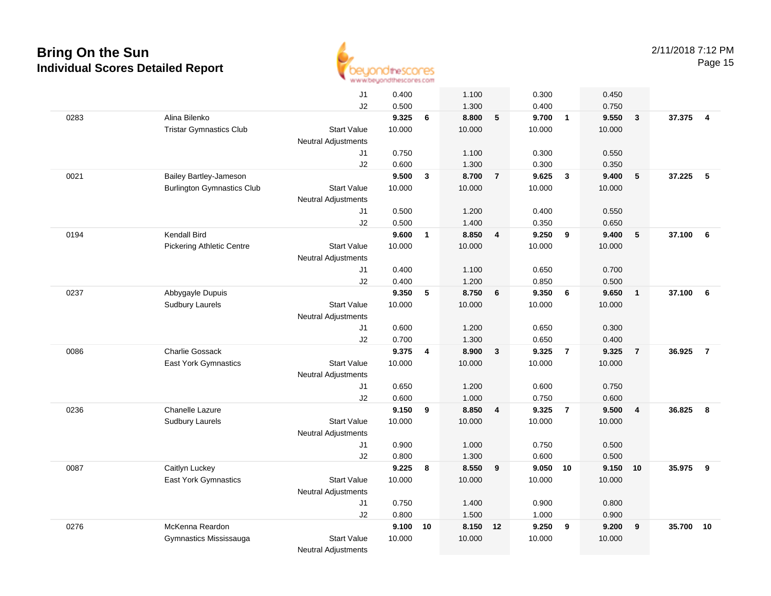# Bring On the Sun
## Individual Scores Detailed Report

2/11/2018 7:12 PM

| # | Name / Club | | Vault | Rank | Bars | Rank | Beam | Rank | Floor | Rank | AA | Rank |
|---|---|---|---|---|---|---|---|---|---|---|---|---|
| | | J1 | 0.400 | | 1.100 | | 0.300 | | 0.450 | | | |
| | | J2 | 0.500 | | 1.300 | | 0.400 | | 0.750 | | | |
| 0283 | Alina Bilenko | | **9.325** | **6** | **8.800** | **5** | **9.700** | **1** | **9.550** | **3** | **37.375** | **4** |
| | Tristar Gymnastics Club | Start Value | 10.000 | | 10.000 | | 10.000 | | 10.000 | | | |
| | | Neutral Adjustments | | | | | | | | | | |
| | | J1 | 0.750 | | 1.100 | | 0.300 | | 0.550 | | | |
| | | J2 | 0.600 | | 1.300 | | 0.300 | | 0.350 | | | |
| 0021 | Bailey Bartley-Jameson | | **9.500** | **3** | **8.700** | **7** | **9.625** | **3** | **9.400** | **5** | **37.225** | **5** |
| | Burlington Gymnastics Club | Start Value | 10.000 | | 10.000 | | 10.000 | | 10.000 | | | |
| | | Neutral Adjustments | | | | | | | | | | |
| | | J1 | 0.500 | | 1.200 | | 0.400 | | 0.550 | | | |
| | | J2 | 0.500 | | 1.400 | | 0.350 | | 0.650 | | | |
| 0194 | Kendall Bird | | **9.600** | **1** | **8.850** | **4** | **9.250** | **9** | **9.400** | **5** | **37.100** | **6** |
| | Pickering Athletic Centre | Start Value | 10.000 | | 10.000 | | 10.000 | | 10.000 | | | |
| | | Neutral Adjustments | | | | | | | | | | |
| | | J1 | 0.400 | | 1.100 | | 0.650 | | 0.700 | | | |
| | | J2 | 0.400 | | 1.200 | | 0.850 | | 0.500 | | | |
| 0237 | Abbygayle Dupuis | | **9.350** | **5** | **8.750** | **6** | **9.350** | **6** | **9.650** | **1** | **37.100** | **6** |
| | Sudbury Laurels | Start Value | 10.000 | | 10.000 | | 10.000 | | 10.000 | | | |
| | | Neutral Adjustments | | | | | | | | | | |
| | | J1 | 0.600 | | 1.200 | | 0.650 | | 0.300 | | | |
| | | J2 | 0.700 | | 1.300 | | 0.650 | | 0.400 | | | |
| 0086 | Charlie Gossack | | **9.375** | **4** | **8.900** | **3** | **9.325** | **7** | **9.325** | **7** | **36.925** | **7** |
| | East York Gymnastics | Start Value | 10.000 | | 10.000 | | 10.000 | | 10.000 | | | |
| | | Neutral Adjustments | | | | | | | | | | |
| | | J1 | 0.650 | | 1.200 | | 0.600 | | 0.750 | | | |
| | | J2 | 0.600 | | 1.000 | | 0.750 | | 0.600 | | | |
| 0236 | Chanelle Lazure | | **9.150** | **9** | **8.850** | **4** | **9.325** | **7** | **9.500** | **4** | **36.825** | **8** |
| | Sudbury Laurels | Start Value | 10.000 | | 10.000 | | 10.000 | | 10.000 | | | |
| | | Neutral Adjustments | | | | | | | | | | |
| | | J1 | 0.900 | | 1.000 | | 0.750 | | 0.500 | | | |
| | | J2 | 0.800 | | 1.300 | | 0.600 | | 0.500 | | | |
| 0087 | Caitlyn Luckey | | **9.225** | **8** | **8.550** | **9** | **9.050** | **10** | **9.150** | **10** | **35.975** | **9** |
| | East York Gymnastics | Start Value | 10.000 | | 10.000 | | 10.000 | | 10.000 | | | |
| | | Neutral Adjustments | | | | | | | | | | |
| | | J1 | 0.750 | | 1.400 | | 0.900 | | 0.800 | | | |
| | | J2 | 0.800 | | 1.500 | | 1.000 | | 0.900 | | | |
| 0276 | McKenna Reardon | | **9.100** | **10** | **8.150** | **12** | **9.250** | **9** | **9.200** | **9** | **35.700** | **10** |
| | Gymnastics Mississauga | Start Value | 10.000 | | 10.000 | | 10.000 | | 10.000 | | | |
| | | Neutral Adjustments | | | | | | | | | | |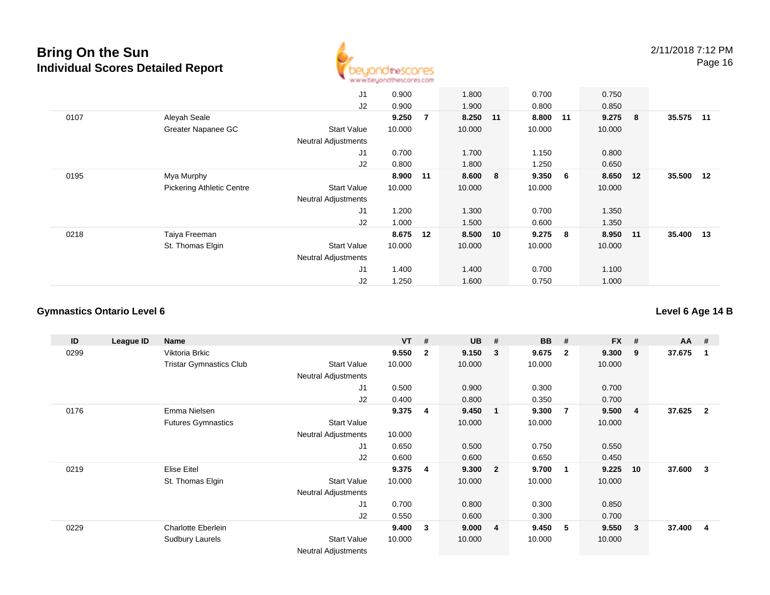# Bring On the Sun
## Individual Scores Detailed Report

2/11/2018 7:12 PM

| ID | League ID | Name | | VT | # | UB | # | BB | # | FX | # | AA | # |
|---|---|---|---|---|---|---|---|---|---|---|---|---|---|
| | | | J1 | 0.900 | | 1.800 | | 0.700 | | 0.750 | | | |
| | | | J2 | 0.900 | | 1.900 | | 0.800 | | 0.850 | | | |
| 0107 | | Aleyah Seale | | **9.250** | **7** | **8.250** | **11** | **8.800** | **11** | **9.275** | **8** | **35.575** | **11** |
| | | Greater Napanee GC | Start Value | 10.000 | | 10.000 | | 10.000 | | 10.000 | | | |
| | | | Neutral Adjustments | | | | | | | | | | |
| | | | J1 | 0.700 | | 1.700 | | 1.150 | | 0.800 | | | |
| | | | J2 | 0.800 | | 1.800 | | 1.250 | | 0.650 | | | |
| 0195 | | Mya Murphy | | **8.900** | **11** | **8.600** | **8** | **9.350** | **6** | **8.650** | **12** | **35.500** | **12** |
| | | Pickering Athletic Centre | Start Value | 10.000 | | 10.000 | | 10.000 | | 10.000 | | | |
| | | | Neutral Adjustments | | | | | | | | | | |
| | | | J1 | 1.200 | | 1.300 | | 0.700 | | 1.350 | | | |
| | | | J2 | 1.000 | | 1.500 | | 0.600 | | 1.350 | | | |
| 0218 | | Taiya Freeman | | **8.675** | **12** | **8.500** | **10** | **9.275** | **8** | **8.950** | **11** | **35.400** | **13** |
| | | St. Thomas Elgin | Start Value | 10.000 | | 10.000 | | 10.000 | | 10.000 | | | |
| | | | Neutral Adjustments | | | | | | | | | | |
| | | | J1 | 1.400 | | 1.400 | | 0.700 | | 1.100 | | | |
| | | | J2 | 1.250 | | 1.600 | | 0.750 | | 1.000 | | | |

### Gymnastics Ontario Level 6

**Level 6 Age 14 B**

| ID | League ID | Name | | VT | # | UB | # | BB | # | FX | # | AA | # |
|---|---|---|---|---|---|---|---|---|---|---|---|---|---|
| 0299 | | Viktoria Brkic | | **9.550** | **2** | **9.150** | **3** | **9.675** | **2** | **9.300** | **9** | **37.675** | **1** |
| | | Tristar Gymnastics Club | Start Value | 10.000 | | 10.000 | | 10.000 | | 10.000 | | | |
| | | | Neutral Adjustments | | | | | | | | | | |
| | | | J1 | 0.500 | | 0.900 | | 0.300 | | 0.700 | | | |
| | | | J2 | 0.400 | | 0.800 | | 0.350 | | 0.700 | | | |
| 0176 | | Emma Nielsen | | **9.375** | **4** | **9.450** | **1** | **9.300** | **7** | **9.500** | **4** | **37.625** | **2** |
| | | Futures Gymnastics | Start Value | | | 10.000 | | 10.000 | | 10.000 | | | |
| | | | Neutral Adjustments | 10.000 | | | | | | | | | |
| | | | J1 | 0.650 | | 0.500 | | 0.750 | | 0.550 | | | |
| | | | J2 | 0.600 | | 0.600 | | 0.650 | | 0.450 | | | |
| 0219 | | Elise Eitel | | **9.375** | **4** | **9.300** | **2** | **9.700** | **1** | **9.225** | **10** | **37.600** | **3** |
| | | St. Thomas Elgin | Start Value | 10.000 | | 10.000 | | 10.000 | | 10.000 | | | |
| | | | Neutral Adjustments | | | | | | | | | | |
| | | | J1 | 0.700 | | 0.800 | | 0.300 | | 0.850 | | | |
| | | | J2 | 0.550 | | 0.600 | | 0.300 | | 0.700 | | | |
| 0229 | | Charlotte Eberlein | | **9.400** | **3** | **9.000** | **4** | **9.450** | **5** | **9.550** | **3** | **37.400** | **4** |
| | | Sudbury Laurels | Start Value | 10.000 | | 10.000 | | 10.000 | | 10.000 | | | |
| | | | Neutral Adjustments | | | | | | | | | | |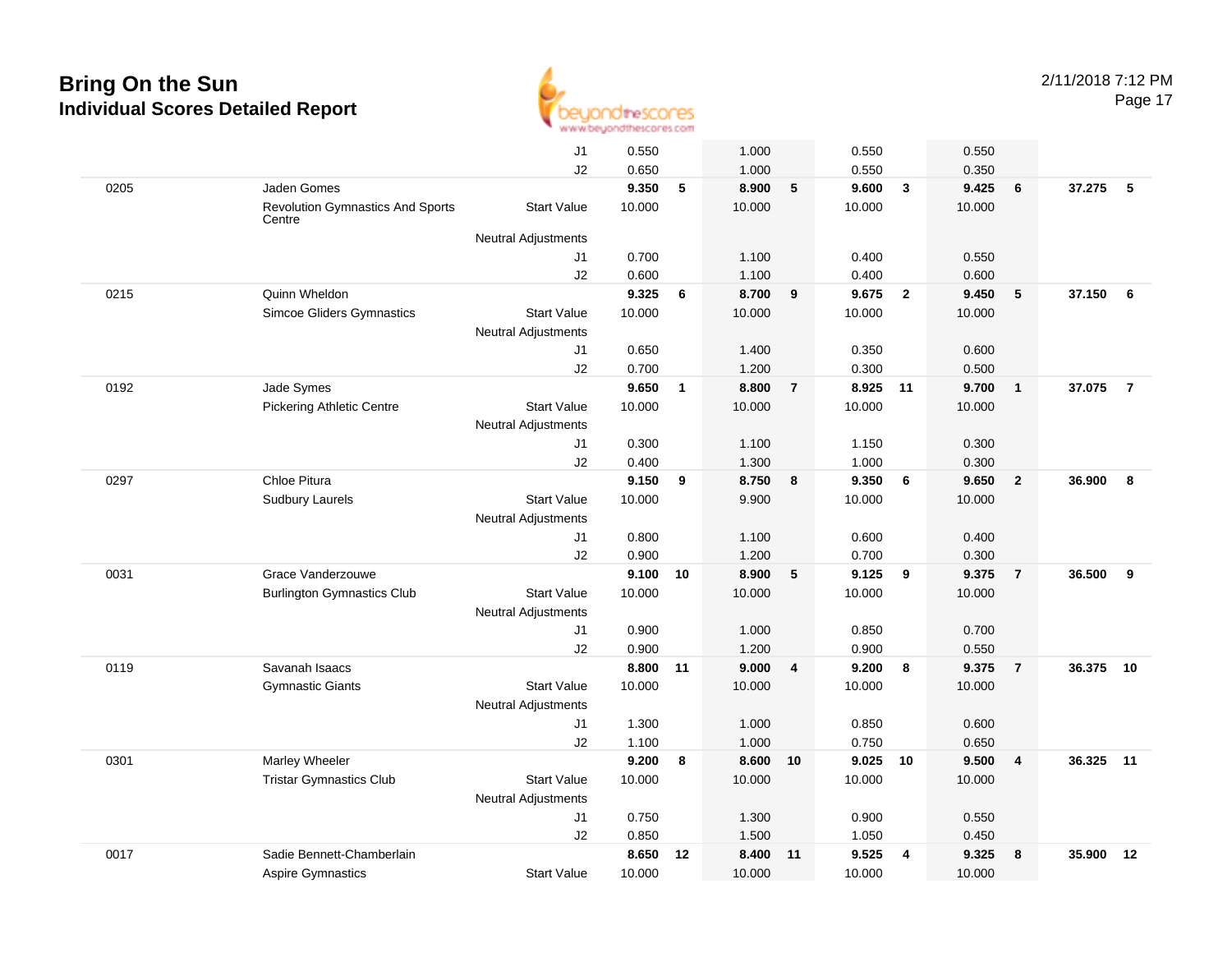# Bring On the Sun
## Individual Scores Detailed Report

2/11/2018 7:12 PM

| | | | | | | | | | | | | |
|---|---|---|---|---|---|---|---|---|---|---|---|---|
| | | J1 | 0.550 | | 1.000 | | 0.550 | | 0.550 | | | |
| | | J2 | 0.650 | | 1.000 | | 0.550 | | 0.350 | | | |
| 0205 | Jaden Gomes | | **9.350** | **5** | **8.900** | **5** | **9.600** | **3** | **9.425** | **6** | **37.275** | **5** |
| | Revolution Gymnastics And Sports Centre | Start Value | 10.000 | | 10.000 | | 10.000 | | 10.000 | | | |
| | | Neutral Adjustments | | | | | | | | | | |
| | | J1 | 0.700 | | 1.100 | | 0.400 | | 0.550 | | | |
| | | J2 | 0.600 | | 1.100 | | 0.400 | | 0.600 | | | |
| 0215 | Quinn Wheldon | | **9.325** | **6** | **8.700** | **9** | **9.675** | **2** | **9.450** | **5** | **37.150** | **6** |
| | Simcoe Gliders Gymnastics | Start Value | 10.000 | | 10.000 | | 10.000 | | 10.000 | | | |
| | | Neutral Adjustments | | | | | | | | | | |
| | | J1 | 0.650 | | 1.400 | | 0.350 | | 0.600 | | | |
| | | J2 | 0.700 | | 1.200 | | 0.300 | | 0.500 | | | |
| 0192 | Jade Symes | | **9.650** | **1** | **8.800** | **7** | **8.925** | **11** | **9.700** | **1** | **37.075** | **7** |
| | Pickering Athletic Centre | Start Value | 10.000 | | 10.000 | | 10.000 | | 10.000 | | | |
| | | Neutral Adjustments | | | | | | | | | | |
| | | J1 | 0.300 | | 1.100 | | 1.150 | | 0.300 | | | |
| | | J2 | 0.400 | | 1.300 | | 1.000 | | 0.300 | | | |
| 0297 | Chloe Pitura | | **9.150** | **9** | **8.750** | **8** | **9.350** | **6** | **9.650** | **2** | **36.900** | **8** |
| | Sudbury Laurels | Start Value | 10.000 | | 9.900 | | 10.000 | | 10.000 | | | |
| | | Neutral Adjustments | | | | | | | | | | |
| | | J1 | 0.800 | | 1.100 | | 0.600 | | 0.400 | | | |
| | | J2 | 0.900 | | 1.200 | | 0.700 | | 0.300 | | | |
| 0031 | Grace Vanderzouwe | | **9.100** | **10** | **8.900** | **5** | **9.125** | **9** | **9.375** | **7** | **36.500** | **9** |
| | Burlington Gymnastics Club | Start Value | 10.000 | | 10.000 | | 10.000 | | 10.000 | | | |
| | | Neutral Adjustments | | | | | | | | | | |
| | | J1 | 0.900 | | 1.000 | | 0.850 | | 0.700 | | | |
| | | J2 | 0.900 | | 1.200 | | 0.900 | | 0.550 | | | |
| 0119 | Savanah Isaacs | | **8.800** | **11** | **9.000** | **4** | **9.200** | **8** | **9.375** | **7** | **36.375** | **10** |
| | Gymnastic Giants | Start Value | 10.000 | | 10.000 | | 10.000 | | 10.000 | | | |
| | | Neutral Adjustments | | | | | | | | | | |
| | | J1 | 1.300 | | 1.000 | | 0.850 | | 0.600 | | | |
| | | J2 | 1.100 | | 1.000 | | 0.750 | | 0.650 | | | |
| 0301 | Marley Wheeler | | **9.200** | **8** | **8.600** | **10** | **9.025** | **10** | **9.500** | **4** | **36.325** | **11** |
| | Tristar Gymnastics Club | Start Value | 10.000 | | 10.000 | | 10.000 | | 10.000 | | | |
| | | Neutral Adjustments | | | | | | | | | | |
| | | J1 | 0.750 | | 1.300 | | 0.900 | | 0.550 | | | |
| | | J2 | 0.850 | | 1.500 | | 1.050 | | 0.450 | | | |
| 0017 | Sadie Bennett-Chamberlain | | **8.650** | **12** | **8.400** | **11** | **9.525** | **4** | **9.325** | **8** | **35.900** | **12** |
| | Aspire Gymnastics | Start Value | 10.000 | | 10.000 | | 10.000 | | 10.000 | | | |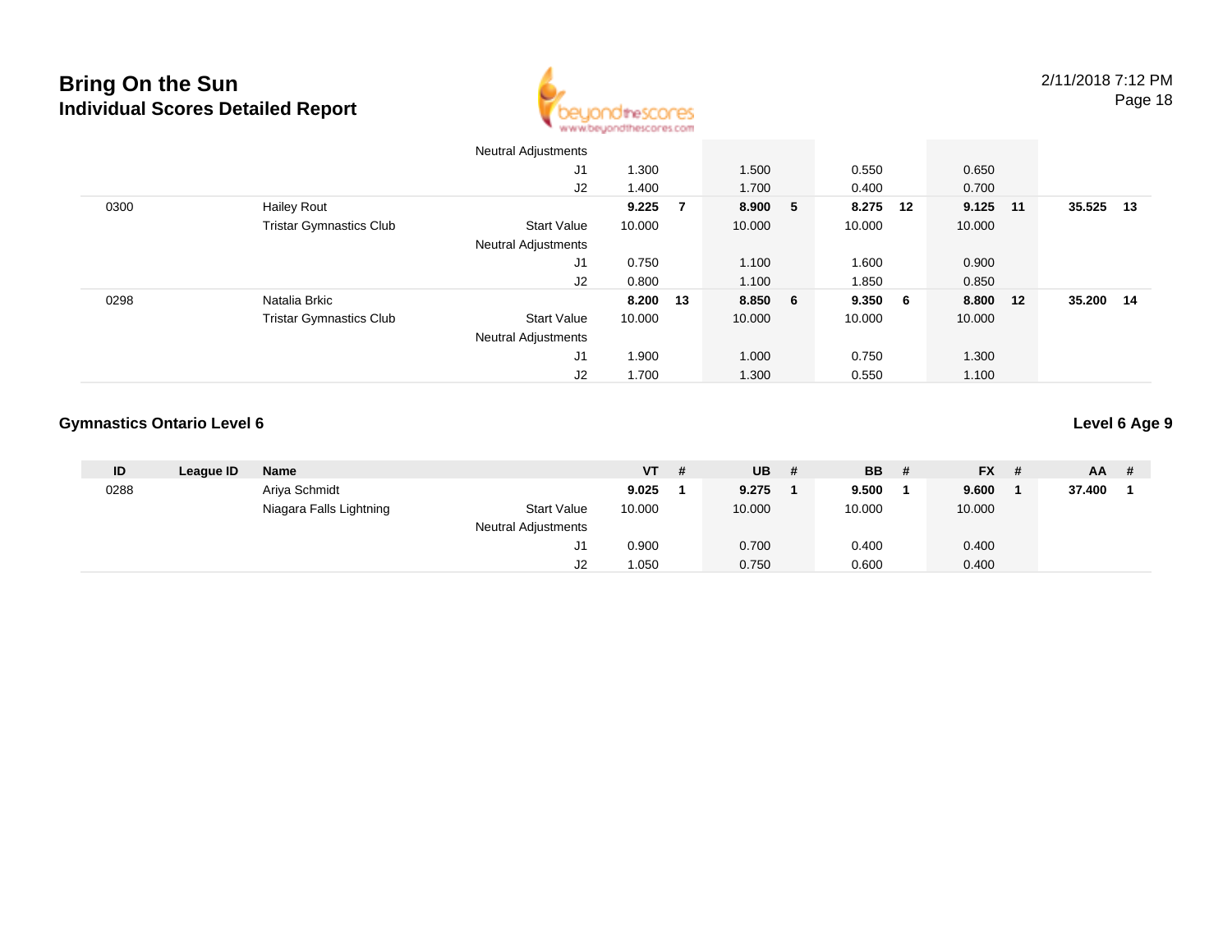# Bring On the Sun
## Individual Scores Detailed Report

2/11/2018 7:12 PM

| ID | League ID | Name | | VT | # | UB | # | BB | # | FX | # | AA | # |
|---|---|---|---|---|---|---|---|---|---|---|---|---|---|
| | | | Neutral Adjustments | | | | | | | | | | |
| | | | J1 | 1.300 | | 1.500 | | 0.550 | | 0.650 | | | |
| | | | J2 | 1.400 | | 1.700 | | 0.400 | | 0.700 | | | |
| 0300 | | Hailey Rout | | **9.225** | **7** | **8.900** | **5** | **8.275** | **12** | **9.125** | **11** | **35.525** | **13** |
| | | Tristar Gymnastics Club | Start Value | 10.000 | | 10.000 | | 10.000 | | 10.000 | | | |
| | | | Neutral Adjustments | | | | | | | | | | |
| | | | J1 | 0.750 | | 1.100 | | 1.600 | | 0.900 | | | |
| | | | J2 | 0.800 | | 1.100 | | 1.850 | | 0.850 | | | |
| 0298 | | Natalia Brkic | | **8.200** | **13** | **8.850** | **6** | **9.350** | **6** | **8.800** | **12** | **35.200** | **14** |
| | | Tristar Gymnastics Club | Start Value | 10.000 | | 10.000 | | 10.000 | | 10.000 | | | |
| | | | Neutral Adjustments | | | | | | | | | | |
| | | | J1 | 1.900 | | 1.000 | | 0.750 | | 1.300 | | | |
| | | | J2 | 1.700 | | 1.300 | | 0.550 | | 1.100 | | | |

### Gymnastics Ontario Level 6

**Level 6 Age 9**

| ID | League ID | Name | | VT | # | UB | # | BB | # | FX | # | AA | # |
|---|---|---|---|---|---|---|---|---|---|---|---|---|---|
| 0288 | | Ariya Schmidt | | **9.025** | **1** | **9.275** | **1** | **9.500** | **1** | **9.600** | **1** | **37.400** | **1** |
| | | Niagara Falls Lightning | Start Value | 10.000 | | 10.000 | | 10.000 | | 10.000 | | | |
| | | | Neutral Adjustments | | | | | | | | | | |
| | | | J1 | 0.900 | | 0.700 | | 0.400 | | 0.400 | | | |
| | | | J2 | 1.050 | | 0.750 | | 0.600 | | 0.400 | | | |